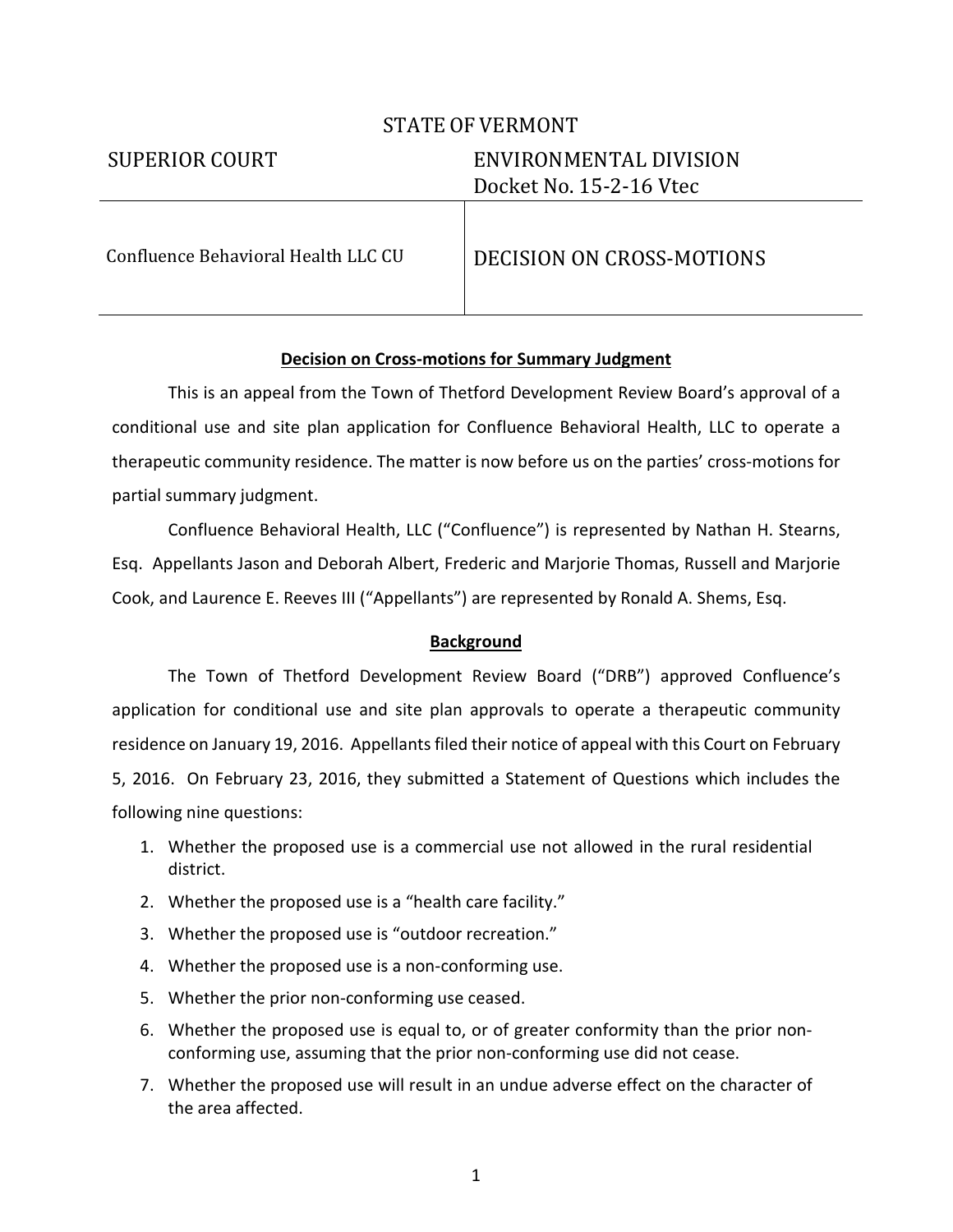STATE OF VERMONT

| SUPERIOR COURT | ENVIRONMENTAL DIVISION<br>Docket No. 15-2-16 Vtec |
|---|---|
| Confluence Behavioral Health LLC CU | DECISION ON CROSS-MOTIONS |

**Decision on Cross-motions for Summary Judgment**

This is an appeal from the Town of Thetford Development Review Board's approval of a conditional use and site plan application for Confluence Behavioral Health, LLC to operate a therapeutic community residence. The matter is now before us on the parties' cross-motions for partial summary judgment.

Confluence Behavioral Health, LLC ("Confluence") is represented by Nathan H. Stearns, Esq. Appellants Jason and Deborah Albert, Frederic and Marjorie Thomas, Russell and Marjorie Cook, and Laurence E. Reeves III ("Appellants") are represented by Ronald A. Shems, Esq.

**Background**

The Town of Thetford Development Review Board ("DRB") approved Confluence's application for conditional use and site plan approvals to operate a therapeutic community residence on January 19, 2016. Appellants filed their notice of appeal with this Court on February 5, 2016. On February 23, 2016, they submitted a Statement of Questions which includes the following nine questions:

1. Whether the proposed use is a commercial use not allowed in the rural residential district.
2. Whether the proposed use is a "health care facility."
3. Whether the proposed use is "outdoor recreation."
4. Whether the proposed use is a non-conforming use.
5. Whether the prior non-conforming use ceased.
6. Whether the proposed use is equal to, or of greater conformity than the prior non-conforming use, assuming that the prior non-conforming use did not cease.
7. Whether the proposed use will result in an undue adverse effect on the character of the area affected.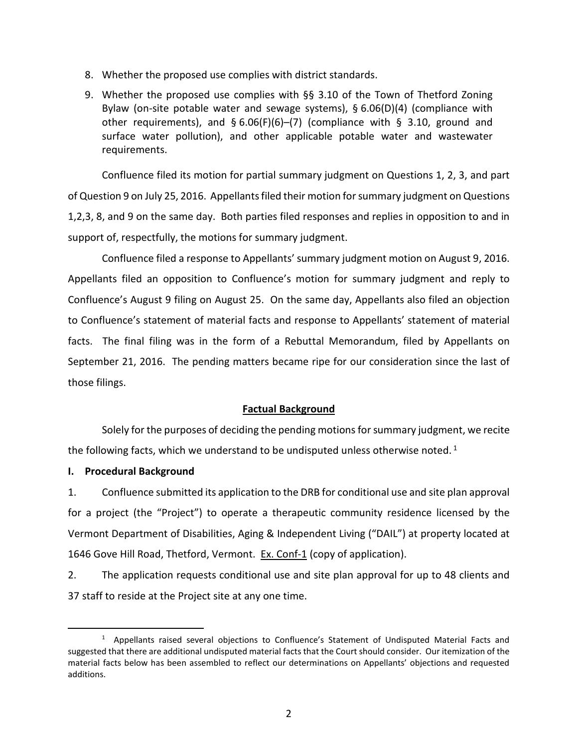8. Whether the proposed use complies with district standards.
9. Whether the proposed use complies with §§ 3.10 of the Town of Thetford Zoning Bylaw (on-site potable water and sewage systems), § 6.06(D)(4) (compliance with other requirements), and § 6.06(F)(6)–(7) (compliance with § 3.10, ground and surface water pollution), and other applicable potable water and wastewater requirements.

Confluence filed its motion for partial summary judgment on Questions 1, 2, 3, and part of Question 9 on July 25, 2016. Appellants filed their motion for summary judgment on Questions 1,2,3, 8, and 9 on the same day. Both parties filed responses and replies in opposition to and in support of, respectfully, the motions for summary judgment.

Confluence filed a response to Appellants' summary judgment motion on August 9, 2016. Appellants filed an opposition to Confluence's motion for summary judgment and reply to Confluence's August 9 filing on August 25. On the same day, Appellants also filed an objection to Confluence's statement of material facts and response to Appellants' statement of material facts. The final filing was in the form of a Rebuttal Memorandum, filed by Appellants on September 21, 2016. The pending matters became ripe for our consideration since the last of those filings.

## Factual Background

Solely for the purposes of deciding the pending motions for summary judgment, we recite the following facts, which we understand to be undisputed unless otherwise noted. [1]

**I. Procedural Background**

1. Confluence submitted its application to the DRB for conditional use and site plan approval for a project (the "Project") to operate a therapeutic community residence licensed by the Vermont Department of Disabilities, Aging & Independent Living ("DAIL") at property located at 1646 Gove Hill Road, Thetford, Vermont. Ex. Conf-1 (copy of application).

2. The application requests conditional use and site plan approval for up to 48 clients and 37 staff to reside at the Project site at any one time.

---

[1] Appellants raised several objections to Confluence's Statement of Undisputed Material Facts and suggested that there are additional undisputed material facts that the Court should consider. Our itemization of the material facts below has been assembled to reflect our determinations on Appellants' objections and requested additions.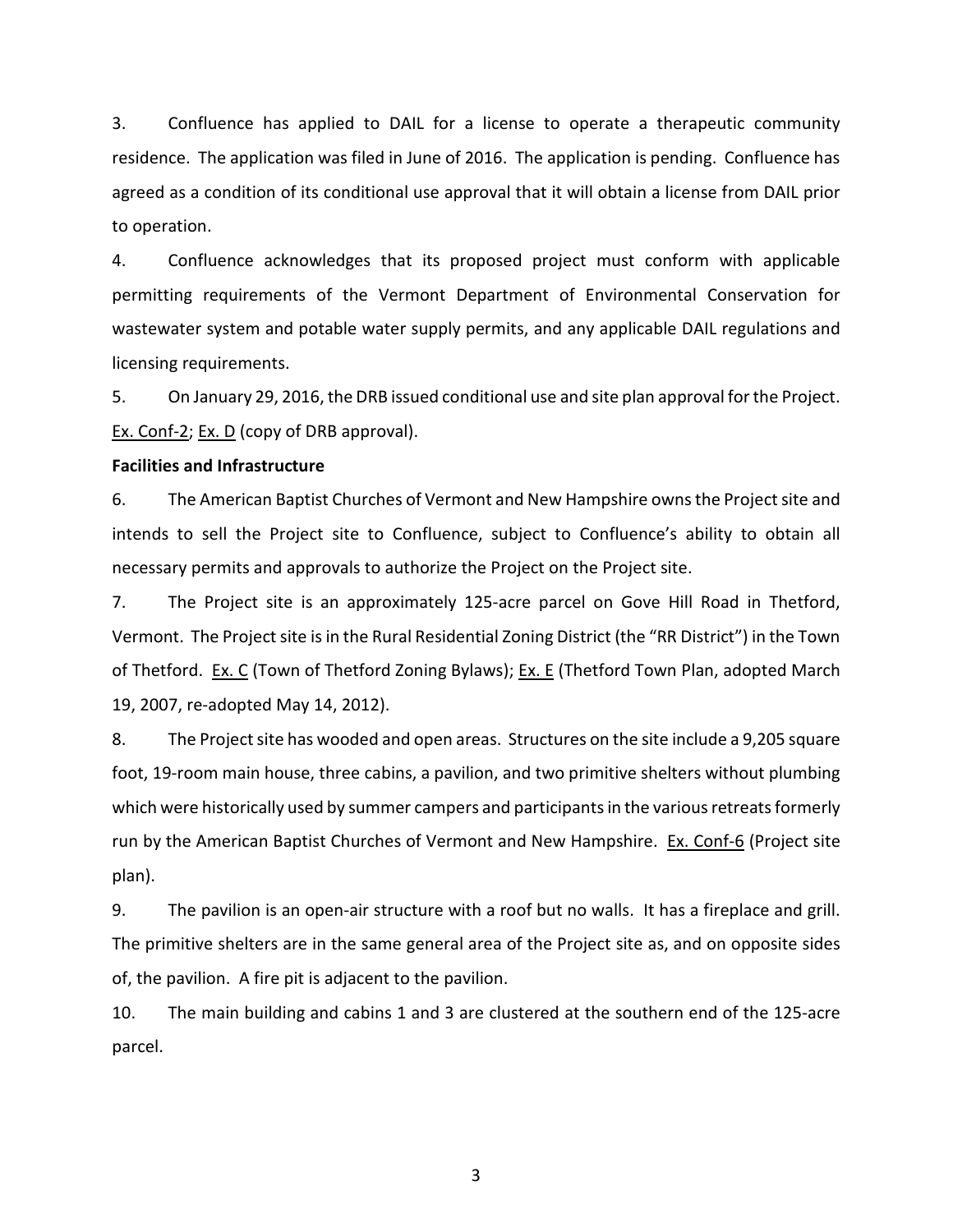3. Confluence has applied to DAIL for a license to operate a therapeutic community residence. The application was filed in June of 2016. The application is pending. Confluence has agreed as a condition of its conditional use approval that it will obtain a license from DAIL prior to operation.

4. Confluence acknowledges that its proposed project must conform with applicable permitting requirements of the Vermont Department of Environmental Conservation for wastewater system and potable water supply permits, and any applicable DAIL regulations and licensing requirements.

5. On January 29, 2016, the DRB issued conditional use and site plan approval for the Project. Ex. Conf-2; Ex. D (copy of DRB approval).

**Facilities and Infrastructure**

6. The American Baptist Churches of Vermont and New Hampshire owns the Project site and intends to sell the Project site to Confluence, subject to Confluence's ability to obtain all necessary permits and approvals to authorize the Project on the Project site.

7. The Project site is an approximately 125-acre parcel on Gove Hill Road in Thetford, Vermont. The Project site is in the Rural Residential Zoning District (the "RR District") in the Town of Thetford. Ex. C (Town of Thetford Zoning Bylaws); Ex. E (Thetford Town Plan, adopted March 19, 2007, re-adopted May 14, 2012).

8. The Project site has wooded and open areas. Structures on the site include a 9,205 square foot, 19-room main house, three cabins, a pavilion, and two primitive shelters without plumbing which were historically used by summer campers and participants in the various retreats formerly run by the American Baptist Churches of Vermont and New Hampshire. Ex. Conf-6 (Project site plan).

9. The pavilion is an open-air structure with a roof but no walls. It has a fireplace and grill. The primitive shelters are in the same general area of the Project site as, and on opposite sides of, the pavilion. A fire pit is adjacent to the pavilion.

10. The main building and cabins 1 and 3 are clustered at the southern end of the 125-acre parcel.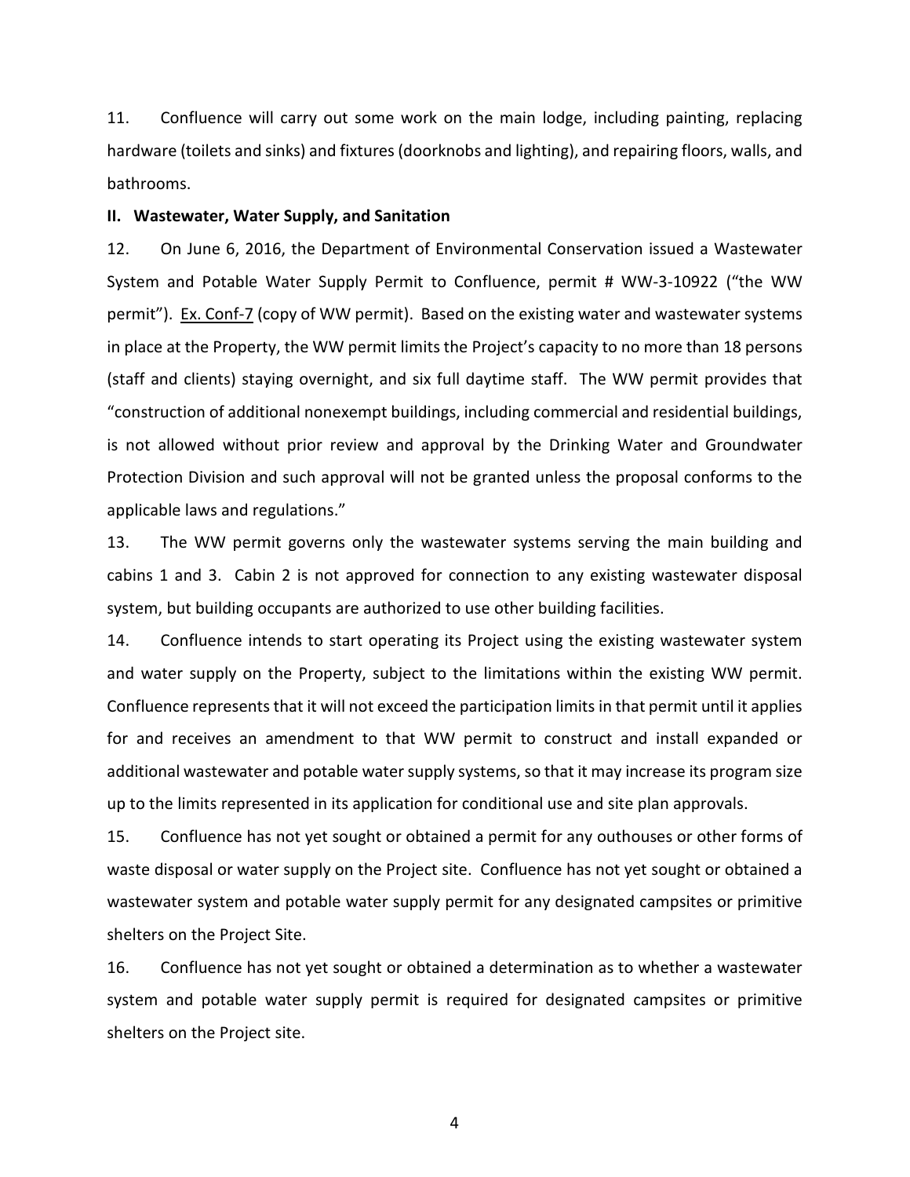11. Confluence will carry out some work on the main lodge, including painting, replacing hardware (toilets and sinks) and fixtures (doorknobs and lighting), and repairing floors, walls, and bathrooms.

**II. Wastewater, Water Supply, and Sanitation**

12. On June 6, 2016, the Department of Environmental Conservation issued a Wastewater System and Potable Water Supply Permit to Confluence, permit # WW-3-10922 ("the WW permit"). Ex. Conf-7 (copy of WW permit). Based on the existing water and wastewater systems in place at the Property, the WW permit limits the Project's capacity to no more than 18 persons (staff and clients) staying overnight, and six full daytime staff. The WW permit provides that "construction of additional nonexempt buildings, including commercial and residential buildings, is not allowed without prior review and approval by the Drinking Water and Groundwater Protection Division and such approval will not be granted unless the proposal conforms to the applicable laws and regulations."

13. The WW permit governs only the wastewater systems serving the main building and cabins 1 and 3. Cabin 2 is not approved for connection to any existing wastewater disposal system, but building occupants are authorized to use other building facilities.

14. Confluence intends to start operating its Project using the existing wastewater system and water supply on the Property, subject to the limitations within the existing WW permit. Confluence represents that it will not exceed the participation limits in that permit until it applies for and receives an amendment to that WW permit to construct and install expanded or additional wastewater and potable water supply systems, so that it may increase its program size up to the limits represented in its application for conditional use and site plan approvals.

15. Confluence has not yet sought or obtained a permit for any outhouses or other forms of waste disposal or water supply on the Project site. Confluence has not yet sought or obtained a wastewater system and potable water supply permit for any designated campsites or primitive shelters on the Project Site.

16. Confluence has not yet sought or obtained a determination as to whether a wastewater system and potable water supply permit is required for designated campsites or primitive shelters on the Project site.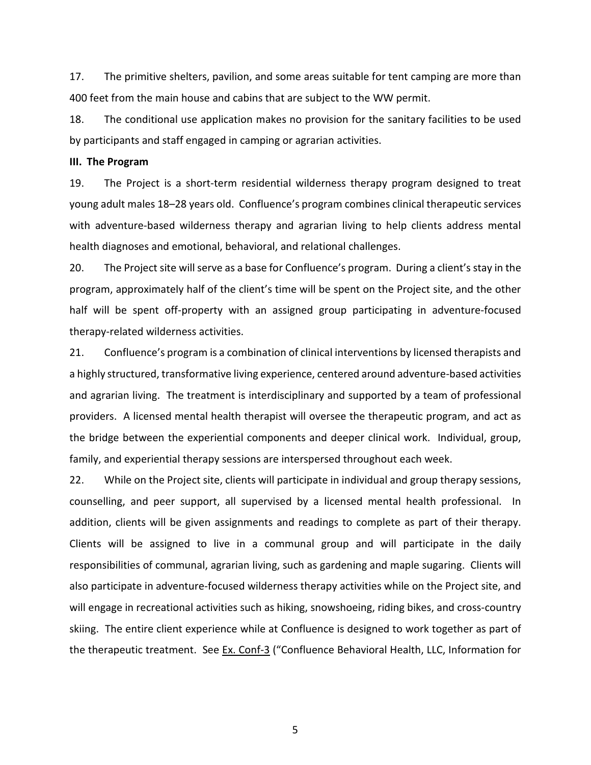17. The primitive shelters, pavilion, and some areas suitable for tent camping are more than 400 feet from the main house and cabins that are subject to the WW permit.

18. The conditional use application makes no provision for the sanitary facilities to be used by participants and staff engaged in camping or agrarian activities.

**III. The Program**

19. The Project is a short-term residential wilderness therapy program designed to treat young adult males 18–28 years old. Confluence's program combines clinical therapeutic services with adventure-based wilderness therapy and agrarian living to help clients address mental health diagnoses and emotional, behavioral, and relational challenges.

20. The Project site will serve as a base for Confluence's program. During a client's stay in the program, approximately half of the client's time will be spent on the Project site, and the other half will be spent off-property with an assigned group participating in adventure-focused therapy-related wilderness activities.

21. Confluence's program is a combination of clinical interventions by licensed therapists and a highly structured, transformative living experience, centered around adventure-based activities and agrarian living. The treatment is interdisciplinary and supported by a team of professional providers. A licensed mental health therapist will oversee the therapeutic program, and act as the bridge between the experiential components and deeper clinical work. Individual, group, family, and experiential therapy sessions are interspersed throughout each week.

22. While on the Project site, clients will participate in individual and group therapy sessions, counselling, and peer support, all supervised by a licensed mental health professional. In addition, clients will be given assignments and readings to complete as part of their therapy. Clients will be assigned to live in a communal group and will participate in the daily responsibilities of communal, agrarian living, such as gardening and maple sugaring. Clients will also participate in adventure-focused wilderness therapy activities while on the Project site, and will engage in recreational activities such as hiking, snowshoeing, riding bikes, and cross-country skiing. The entire client experience while at Confluence is designed to work together as part of the therapeutic treatment. See Ex. Conf-3 ("Confluence Behavioral Health, LLC, Information for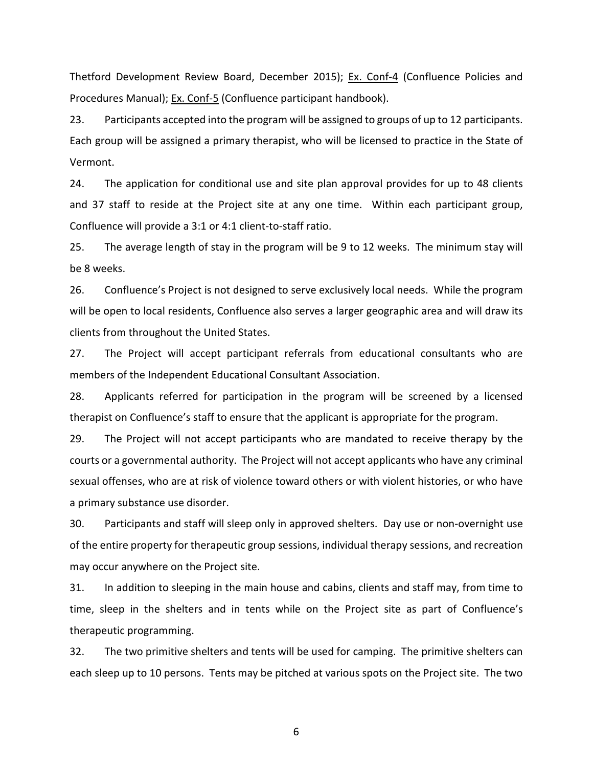Thetford Development Review Board, December 2015); Ex. Conf-4 (Confluence Policies and Procedures Manual); Ex. Conf-5 (Confluence participant handbook).

23. Participants accepted into the program will be assigned to groups of up to 12 participants. Each group will be assigned a primary therapist, who will be licensed to practice in the State of Vermont.

24. The application for conditional use and site plan approval provides for up to 48 clients and 37 staff to reside at the Project site at any one time. Within each participant group, Confluence will provide a 3:1 or 4:1 client-to-staff ratio.

25. The average length of stay in the program will be 9 to 12 weeks. The minimum stay will be 8 weeks.

26. Confluence's Project is not designed to serve exclusively local needs. While the program will be open to local residents, Confluence also serves a larger geographic area and will draw its clients from throughout the United States.

27. The Project will accept participant referrals from educational consultants who are members of the Independent Educational Consultant Association.

28. Applicants referred for participation in the program will be screened by a licensed therapist on Confluence's staff to ensure that the applicant is appropriate for the program.

29. The Project will not accept participants who are mandated to receive therapy by the courts or a governmental authority. The Project will not accept applicants who have any criminal sexual offenses, who are at risk of violence toward others or with violent histories, or who have a primary substance use disorder.

30. Participants and staff will sleep only in approved shelters. Day use or non-overnight use of the entire property for therapeutic group sessions, individual therapy sessions, and recreation may occur anywhere on the Project site.

31. In addition to sleeping in the main house and cabins, clients and staff may, from time to time, sleep in the shelters and in tents while on the Project site as part of Confluence's therapeutic programming.

32. The two primitive shelters and tents will be used for camping. The primitive shelters can each sleep up to 10 persons. Tents may be pitched at various spots on the Project site. The two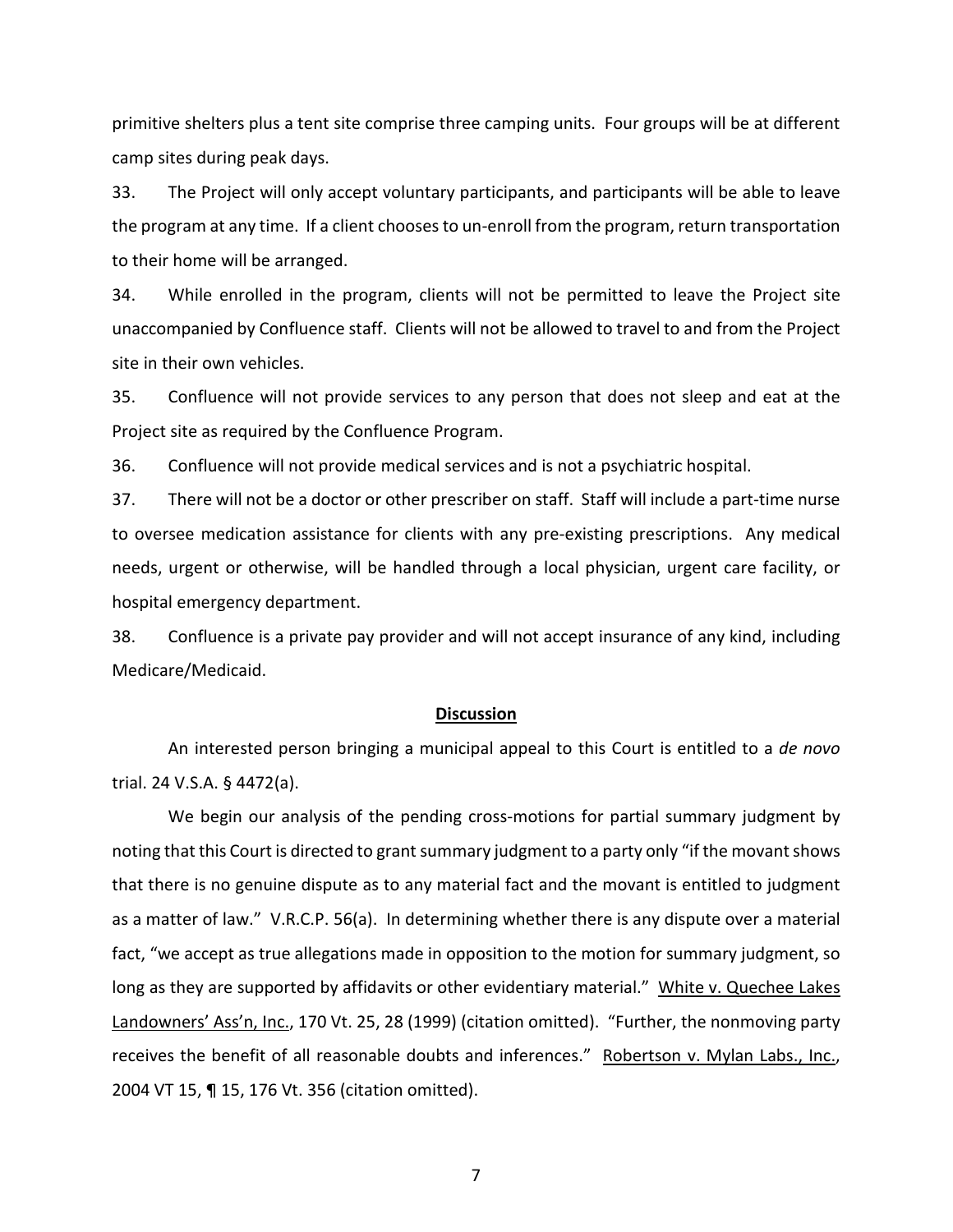primitive shelters plus a tent site comprise three camping units. Four groups will be at different camp sites during peak days.

33. The Project will only accept voluntary participants, and participants will be able to leave the program at any time. If a client chooses to un-enroll from the program, return transportation to their home will be arranged.

34. While enrolled in the program, clients will not be permitted to leave the Project site unaccompanied by Confluence staff. Clients will not be allowed to travel to and from the Project site in their own vehicles.

35. Confluence will not provide services to any person that does not sleep and eat at the Project site as required by the Confluence Program.

36. Confluence will not provide medical services and is not a psychiatric hospital.

37. There will not be a doctor or other prescriber on staff. Staff will include a part-time nurse to oversee medication assistance for clients with any pre-existing prescriptions. Any medical needs, urgent or otherwise, will be handled through a local physician, urgent care facility, or hospital emergency department.

38. Confluence is a private pay provider and will not accept insurance of any kind, including Medicare/Medicaid.

## Discussion

An interested person bringing a municipal appeal to this Court is entitled to a *de novo* trial. 24 V.S.A. § 4472(a).

We begin our analysis of the pending cross-motions for partial summary judgment by noting that this Court is directed to grant summary judgment to a party only "if the movant shows that there is no genuine dispute as to any material fact and the movant is entitled to judgment as a matter of law." V.R.C.P. 56(a). In determining whether there is any dispute over a material fact, "we accept as true allegations made in opposition to the motion for summary judgment, so long as they are supported by affidavits or other evidentiary material." White v. Quechee Lakes Landowners' Ass'n, Inc., 170 Vt. 25, 28 (1999) (citation omitted). "Further, the nonmoving party receives the benefit of all reasonable doubts and inferences." Robertson v. Mylan Labs., Inc., 2004 VT 15, ¶ 15, 176 Vt. 356 (citation omitted).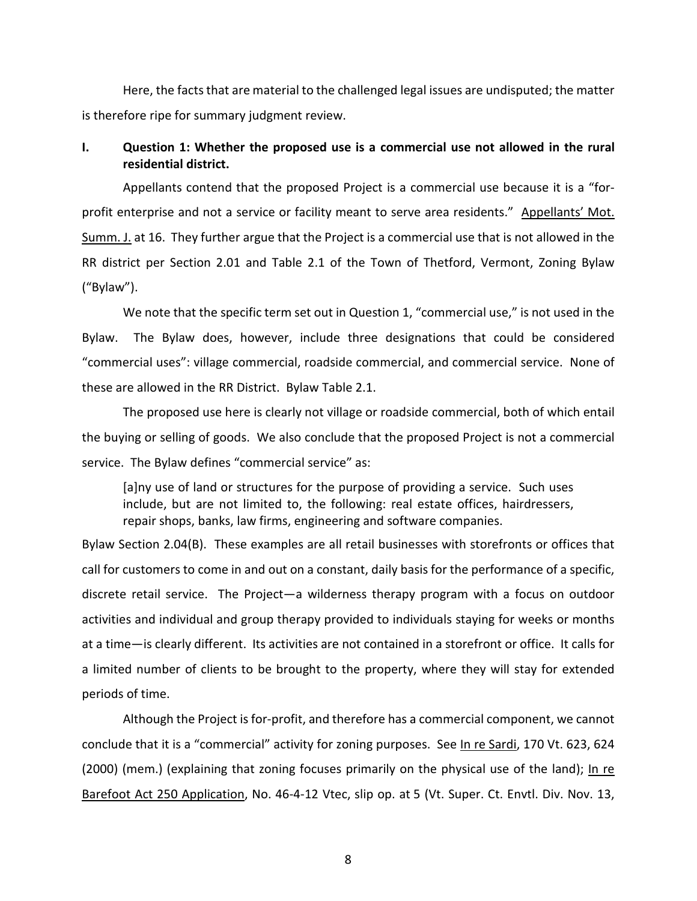Here, the facts that are material to the challenged legal issues are undisputed; the matter is therefore ripe for summary judgment review.

## I. Question 1: Whether the proposed use is a commercial use not allowed in the rural residential district.

Appellants contend that the proposed Project is a commercial use because it is a "for-profit enterprise and not a service or facility meant to serve area residents." Appellants' Mot. Summ. J. at 16. They further argue that the Project is a commercial use that is not allowed in the RR district per Section 2.01 and Table 2.1 of the Town of Thetford, Vermont, Zoning Bylaw ("Bylaw").

We note that the specific term set out in Question 1, "commercial use," is not used in the Bylaw. The Bylaw does, however, include three designations that could be considered "commercial uses": village commercial, roadside commercial, and commercial service. None of these are allowed in the RR District. Bylaw Table 2.1.

The proposed use here is clearly not village or roadside commercial, both of which entail the buying or selling of goods. We also conclude that the proposed Project is not a commercial service. The Bylaw defines "commercial service" as:

> [a]ny use of land or structures for the purpose of providing a service. Such uses include, but are not limited to, the following: real estate offices, hairdressers, repair shops, banks, law firms, engineering and software companies.

Bylaw Section 2.04(B). These examples are all retail businesses with storefronts or offices that call for customers to come in and out on a constant, daily basis for the performance of a specific, discrete retail service. The Project—a wilderness therapy program with a focus on outdoor activities and individual and group therapy provided to individuals staying for weeks or months at a time—is clearly different. Its activities are not contained in a storefront or office. It calls for a limited number of clients to be brought to the property, where they will stay for extended periods of time.

Although the Project is for-profit, and therefore has a commercial component, we cannot conclude that it is a "commercial" activity for zoning purposes. See In re Sardi, 170 Vt. 623, 624 (2000) (mem.) (explaining that zoning focuses primarily on the physical use of the land); In re Barefoot Act 250 Application, No. 46-4-12 Vtec, slip op. at 5 (Vt. Super. Ct. Envtl. Div. Nov. 13,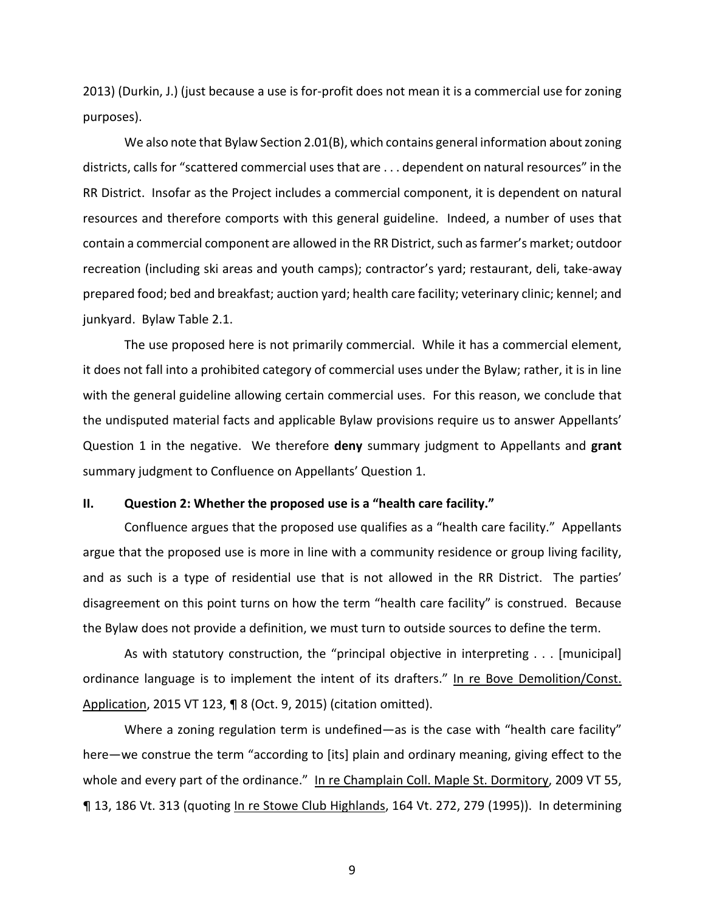2013) (Durkin, J.) (just because a use is for-profit does not mean it is a commercial use for zoning purposes).

We also note that Bylaw Section 2.01(B), which contains general information about zoning districts, calls for "scattered commercial uses that are . . . dependent on natural resources" in the RR District. Insofar as the Project includes a commercial component, it is dependent on natural resources and therefore comports with this general guideline. Indeed, a number of uses that contain a commercial component are allowed in the RR District, such as farmer's market; outdoor recreation (including ski areas and youth camps); contractor's yard; restaurant, deli, take-away prepared food; bed and breakfast; auction yard; health care facility; veterinary clinic; kennel; and junkyard. Bylaw Table 2.1.

The use proposed here is not primarily commercial. While it has a commercial element, it does not fall into a prohibited category of commercial uses under the Bylaw; rather, it is in line with the general guideline allowing certain commercial uses. For this reason, we conclude that the undisputed material facts and applicable Bylaw provisions require us to answer Appellants' Question 1 in the negative. We therefore **deny** summary judgment to Appellants and **grant** summary judgment to Confluence on Appellants' Question 1.

## II. Question 2: Whether the proposed use is a "health care facility."

Confluence argues that the proposed use qualifies as a "health care facility." Appellants argue that the proposed use is more in line with a community residence or group living facility, and as such is a type of residential use that is not allowed in the RR District. The parties' disagreement on this point turns on how the term "health care facility" is construed. Because the Bylaw does not provide a definition, we must turn to outside sources to define the term.

As with statutory construction, the "principal objective in interpreting . . . [municipal] ordinance language is to implement the intent of its drafters." In re Bove Demolition/Const. Application, 2015 VT 123, ¶ 8 (Oct. 9, 2015) (citation omitted).

Where a zoning regulation term is undefined—as is the case with "health care facility" here—we construe the term "according to [its] plain and ordinary meaning, giving effect to the whole and every part of the ordinance." In re Champlain Coll. Maple St. Dormitory, 2009 VT 55, ¶ 13, 186 Vt. 313 (quoting In re Stowe Club Highlands, 164 Vt. 272, 279 (1995)). In determining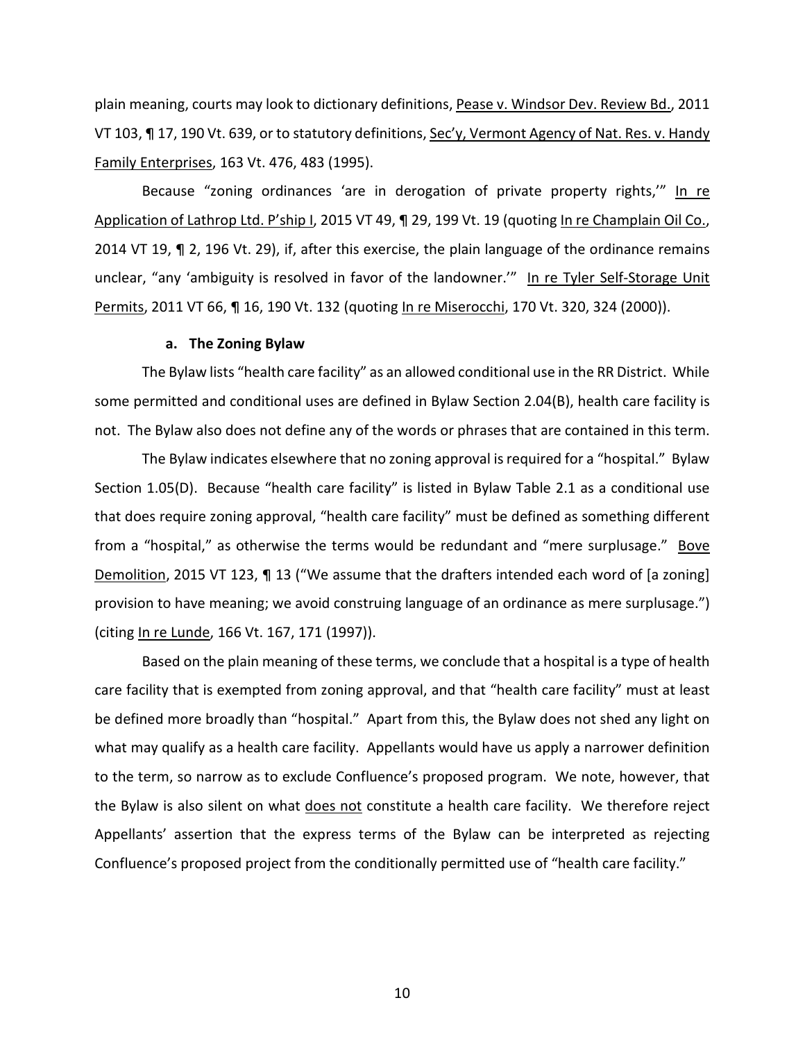plain meaning, courts may look to dictionary definitions, Pease v. Windsor Dev. Review Bd., 2011 VT 103, ¶ 17, 190 Vt. 639, or to statutory definitions, Sec'y, Vermont Agency of Nat. Res. v. Handy Family Enterprises, 163 Vt. 476, 483 (1995).

Because "zoning ordinances 'are in derogation of private property rights,'" In re Application of Lathrop Ltd. P'ship I, 2015 VT 49, ¶ 29, 199 Vt. 19 (quoting In re Champlain Oil Co., 2014 VT 19, ¶ 2, 196 Vt. 29), if, after this exercise, the plain language of the ordinance remains unclear, "any 'ambiguity is resolved in favor of the landowner.'" In re Tyler Self-Storage Unit Permits, 2011 VT 66, ¶ 16, 190 Vt. 132 (quoting In re Miserocchi, 170 Vt. 320, 324 (2000)).

#### a. The Zoning Bylaw

The Bylaw lists "health care facility" as an allowed conditional use in the RR District. While some permitted and conditional uses are defined in Bylaw Section 2.04(B), health care facility is not. The Bylaw also does not define any of the words or phrases that are contained in this term.

The Bylaw indicates elsewhere that no zoning approval is required for a "hospital." Bylaw Section 1.05(D). Because "health care facility" is listed in Bylaw Table 2.1 as a conditional use that does require zoning approval, "health care facility" must be defined as something different from a "hospital," as otherwise the terms would be redundant and "mere surplusage." Bove Demolition, 2015 VT 123, ¶ 13 ("We assume that the drafters intended each word of [a zoning] provision to have meaning; we avoid construing language of an ordinance as mere surplusage.") (citing In re Lunde, 166 Vt. 167, 171 (1997)).

Based on the plain meaning of these terms, we conclude that a hospital is a type of health care facility that is exempted from zoning approval, and that "health care facility" must at least be defined more broadly than "hospital." Apart from this, the Bylaw does not shed any light on what may qualify as a health care facility. Appellants would have us apply a narrower definition to the term, so narrow as to exclude Confluence's proposed program. We note, however, that the Bylaw is also silent on what does not constitute a health care facility. We therefore reject Appellants' assertion that the express terms of the Bylaw can be interpreted as rejecting Confluence's proposed project from the conditionally permitted use of "health care facility."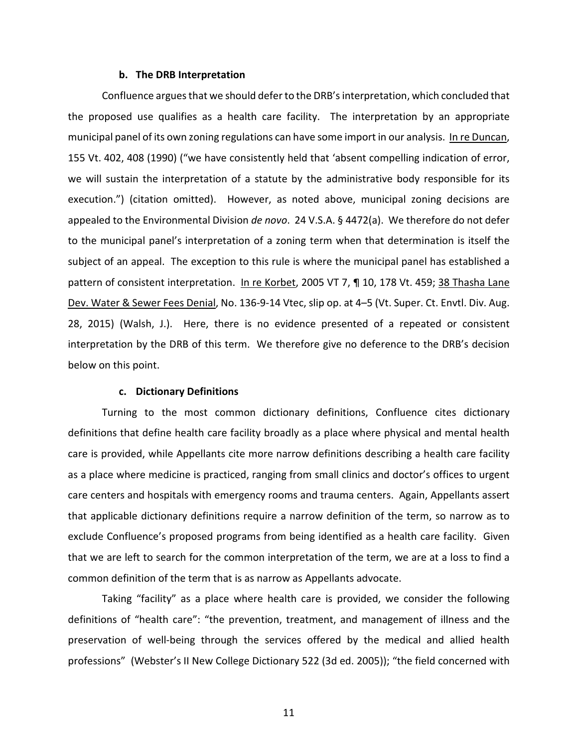#### b. The DRB Interpretation

Confluence argues that we should defer to the DRB's interpretation, which concluded that the proposed use qualifies as a health care facility. The interpretation by an appropriate municipal panel of its own zoning regulations can have some import in our analysis. In re Duncan, 155 Vt. 402, 408 (1990) ("we have consistently held that 'absent compelling indication of error, we will sustain the interpretation of a statute by the administrative body responsible for its execution.") (citation omitted). However, as noted above, municipal zoning decisions are appealed to the Environmental Division *de novo*. 24 V.S.A. § 4472(a). We therefore do not defer to the municipal panel's interpretation of a zoning term when that determination is itself the subject of an appeal. The exception to this rule is where the municipal panel has established a pattern of consistent interpretation. In re Korbet, 2005 VT 7, ¶ 10, 178 Vt. 459; 38 Thasha Lane Dev. Water & Sewer Fees Denial, No. 136-9-14 Vtec, slip op. at 4–5 (Vt. Super. Ct. Envtl. Div. Aug. 28, 2015) (Walsh, J.). Here, there is no evidence presented of a repeated or consistent interpretation by the DRB of this term. We therefore give no deference to the DRB's decision below on this point.

#### c. Dictionary Definitions

Turning to the most common dictionary definitions, Confluence cites dictionary definitions that define health care facility broadly as a place where physical and mental health care is provided, while Appellants cite more narrow definitions describing a health care facility as a place where medicine is practiced, ranging from small clinics and doctor's offices to urgent care centers and hospitals with emergency rooms and trauma centers. Again, Appellants assert that applicable dictionary definitions require a narrow definition of the term, so narrow as to exclude Confluence's proposed programs from being identified as a health care facility. Given that we are left to search for the common interpretation of the term, we are at a loss to find a common definition of the term that is as narrow as Appellants advocate.

Taking "facility" as a place where health care is provided, we consider the following definitions of "health care": "the prevention, treatment, and management of illness and the preservation of well-being through the services offered by the medical and allied health professions" (Webster's II New College Dictionary 522 (3d ed. 2005)); "the field concerned with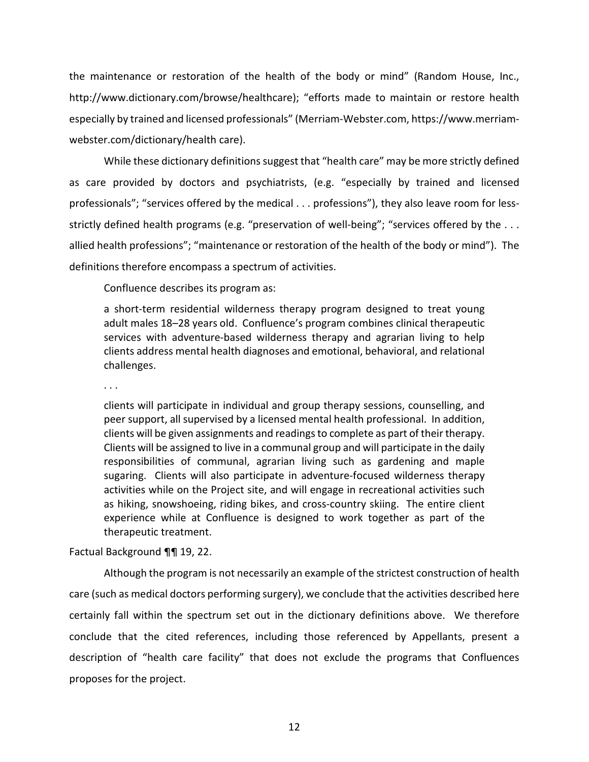the maintenance or restoration of the health of the body or mind" (Random House, Inc., http://www.dictionary.com/browse/healthcare); "efforts made to maintain or restore health especially by trained and licensed professionals" (Merriam-Webster.com, https://www.merriam-webster.com/dictionary/health care).

While these dictionary definitions suggest that "health care" may be more strictly defined as care provided by doctors and psychiatrists, (e.g. "especially by trained and licensed professionals"; "services offered by the medical . . . professions"), they also leave room for less-strictly defined health programs (e.g. "preservation of well-being"; "services offered by the . . . allied health professions"; "maintenance or restoration of the health of the body or mind"). The definitions therefore encompass a spectrum of activities.

Confluence describes its program as:

> a short-term residential wilderness therapy program designed to treat young adult males 18–28 years old. Confluence's program combines clinical therapeutic services with adventure-based wilderness therapy and agrarian living to help clients address mental health diagnoses and emotional, behavioral, and relational challenges.
>
> . . .
>
> clients will participate in individual and group therapy sessions, counselling, and peer support, all supervised by a licensed mental health professional. In addition, clients will be given assignments and readings to complete as part of their therapy. Clients will be assigned to live in a communal group and will participate in the daily responsibilities of communal, agrarian living such as gardening and maple sugaring. Clients will also participate in adventure-focused wilderness therapy activities while on the Project site, and will engage in recreational activities such as hiking, snowshoeing, riding bikes, and cross-country skiing. The entire client experience while at Confluence is designed to work together as part of the therapeutic treatment.

Factual Background ¶¶ 19, 22.

Although the program is not necessarily an example of the strictest construction of health care (such as medical doctors performing surgery), we conclude that the activities described here certainly fall within the spectrum set out in the dictionary definitions above. We therefore conclude that the cited references, including those referenced by Appellants, present a description of "health care facility" that does not exclude the programs that Confluences proposes for the project.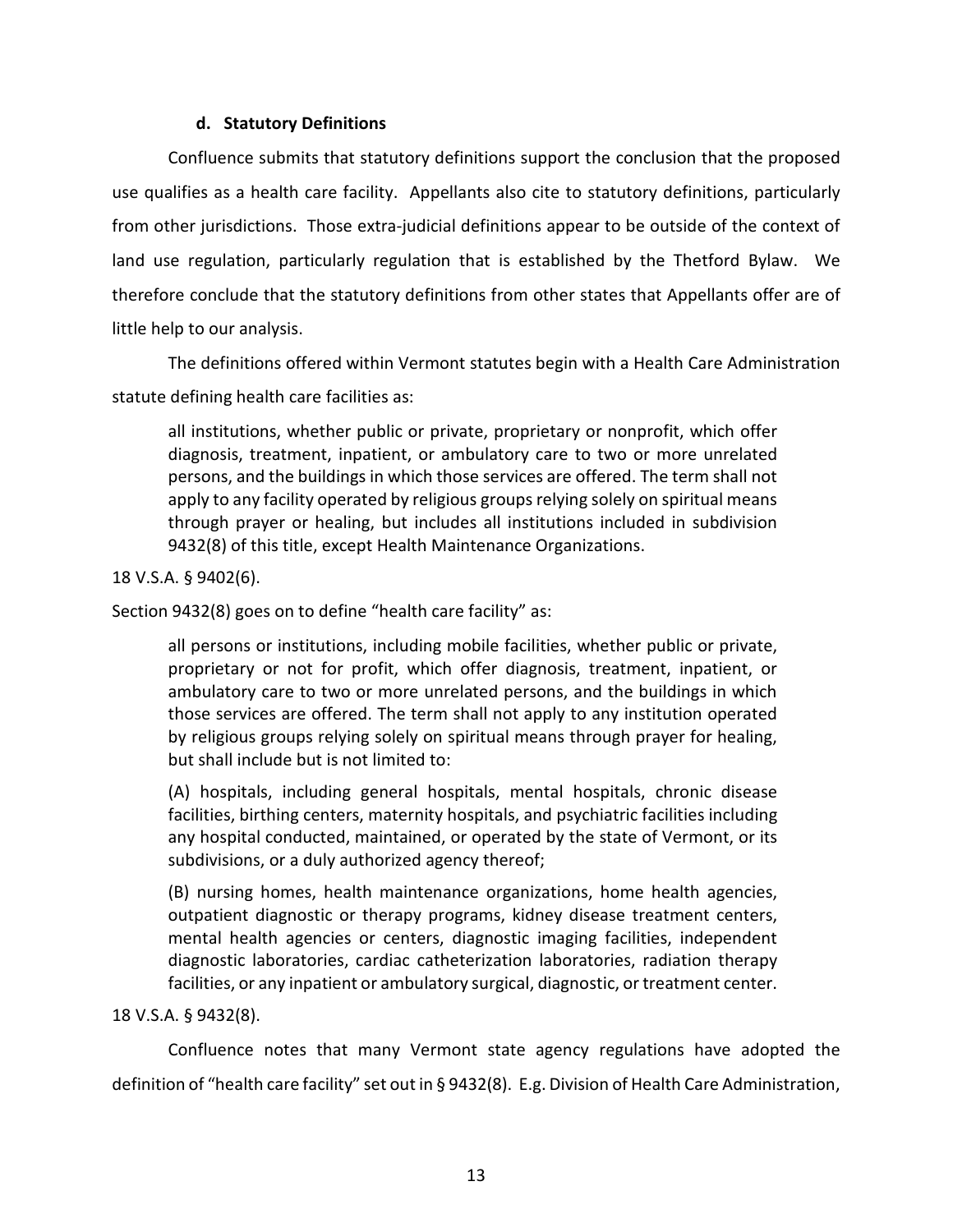#### d. Statutory Definitions

Confluence submits that statutory definitions support the conclusion that the proposed use qualifies as a health care facility. Appellants also cite to statutory definitions, particularly from other jurisdictions. Those extra-judicial definitions appear to be outside of the context of land use regulation, particularly regulation that is established by the Thetford Bylaw. We therefore conclude that the statutory definitions from other states that Appellants offer are of little help to our analysis.

The definitions offered within Vermont statutes begin with a Health Care Administration statute defining health care facilities as:

> all institutions, whether public or private, proprietary or nonprofit, which offer diagnosis, treatment, inpatient, or ambulatory care to two or more unrelated persons, and the buildings in which those services are offered. The term shall not apply to any facility operated by religious groups relying solely on spiritual means through prayer or healing, but includes all institutions included in subdivision 9432(8) of this title, except Health Maintenance Organizations.

18 V.S.A. § 9402(6).

Section 9432(8) goes on to define "health care facility" as:

> all persons or institutions, including mobile facilities, whether public or private, proprietary or not for profit, which offer diagnosis, treatment, inpatient, or ambulatory care to two or more unrelated persons, and the buildings in which those services are offered. The term shall not apply to any institution operated by religious groups relying solely on spiritual means through prayer for healing, but shall include but is not limited to:
>
> (A) hospitals, including general hospitals, mental hospitals, chronic disease facilities, birthing centers, maternity hospitals, and psychiatric facilities including any hospital conducted, maintained, or operated by the state of Vermont, or its subdivisions, or a duly authorized agency thereof;
>
> (B) nursing homes, health maintenance organizations, home health agencies, outpatient diagnostic or therapy programs, kidney disease treatment centers, mental health agencies or centers, diagnostic imaging facilities, independent diagnostic laboratories, cardiac catheterization laboratories, radiation therapy facilities, or any inpatient or ambulatory surgical, diagnostic, or treatment center.

18 V.S.A. § 9432(8).

Confluence notes that many Vermont state agency regulations have adopted the definition of "health care facility" set out in § 9432(8). E.g. Division of Health Care Administration,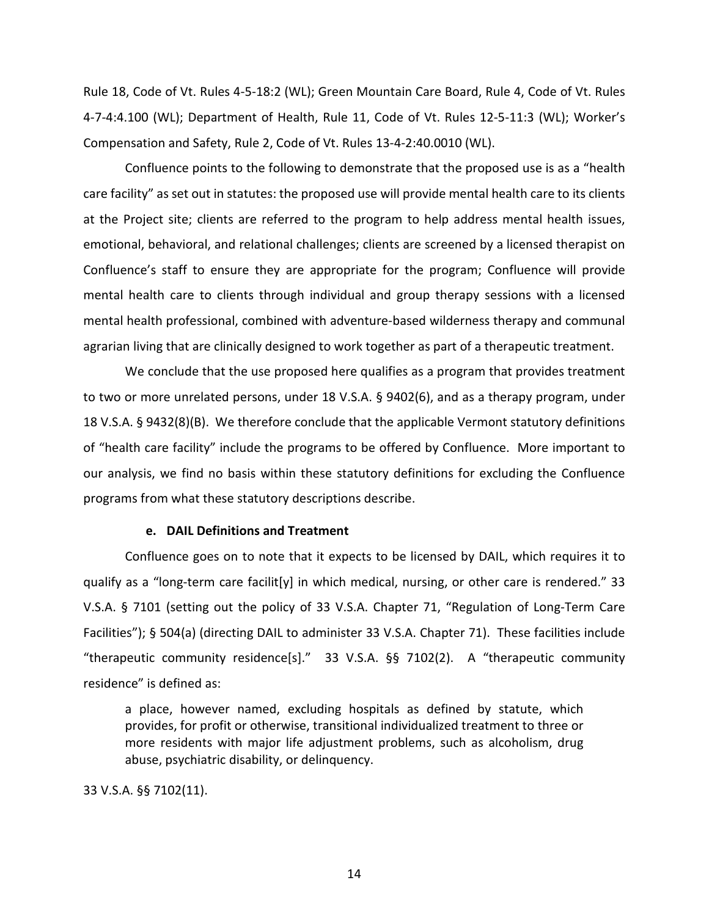Rule 18, Code of Vt. Rules 4-5-18:2 (WL); Green Mountain Care Board, Rule 4, Code of Vt. Rules 4-7-4:4.100 (WL); Department of Health, Rule 11, Code of Vt. Rules 12-5-11:3 (WL); Worker's Compensation and Safety, Rule 2, Code of Vt. Rules 13-4-2:40.0010 (WL).

Confluence points to the following to demonstrate that the proposed use is as a "health care facility" as set out in statutes: the proposed use will provide mental health care to its clients at the Project site; clients are referred to the program to help address mental health issues, emotional, behavioral, and relational challenges; clients are screened by a licensed therapist on Confluence's staff to ensure they are appropriate for the program; Confluence will provide mental health care to clients through individual and group therapy sessions with a licensed mental health professional, combined with adventure-based wilderness therapy and communal agrarian living that are clinically designed to work together as part of a therapeutic treatment.

We conclude that the use proposed here qualifies as a program that provides treatment to two or more unrelated persons, under 18 V.S.A. § 9402(6), and as a therapy program, under 18 V.S.A. § 9432(8)(B). We therefore conclude that the applicable Vermont statutory definitions of "health care facility" include the programs to be offered by Confluence. More important to our analysis, we find no basis within these statutory definitions for excluding the Confluence programs from what these statutory descriptions describe.

#### e. DAIL Definitions and Treatment

Confluence goes on to note that it expects to be licensed by DAIL, which requires it to qualify as a "long-term care facilit[y] in which medical, nursing, or other care is rendered." 33 V.S.A. § 7101 (setting out the policy of 33 V.S.A. Chapter 71, "Regulation of Long-Term Care Facilities"); § 504(a) (directing DAIL to administer 33 V.S.A. Chapter 71). These facilities include "therapeutic community residence[s]." 33 V.S.A. §§ 7102(2). A "therapeutic community residence" is defined as:

> a place, however named, excluding hospitals as defined by statute, which provides, for profit or otherwise, transitional individualized treatment to three or more residents with major life adjustment problems, such as alcoholism, drug abuse, psychiatric disability, or delinquency.

33 V.S.A. §§ 7102(11).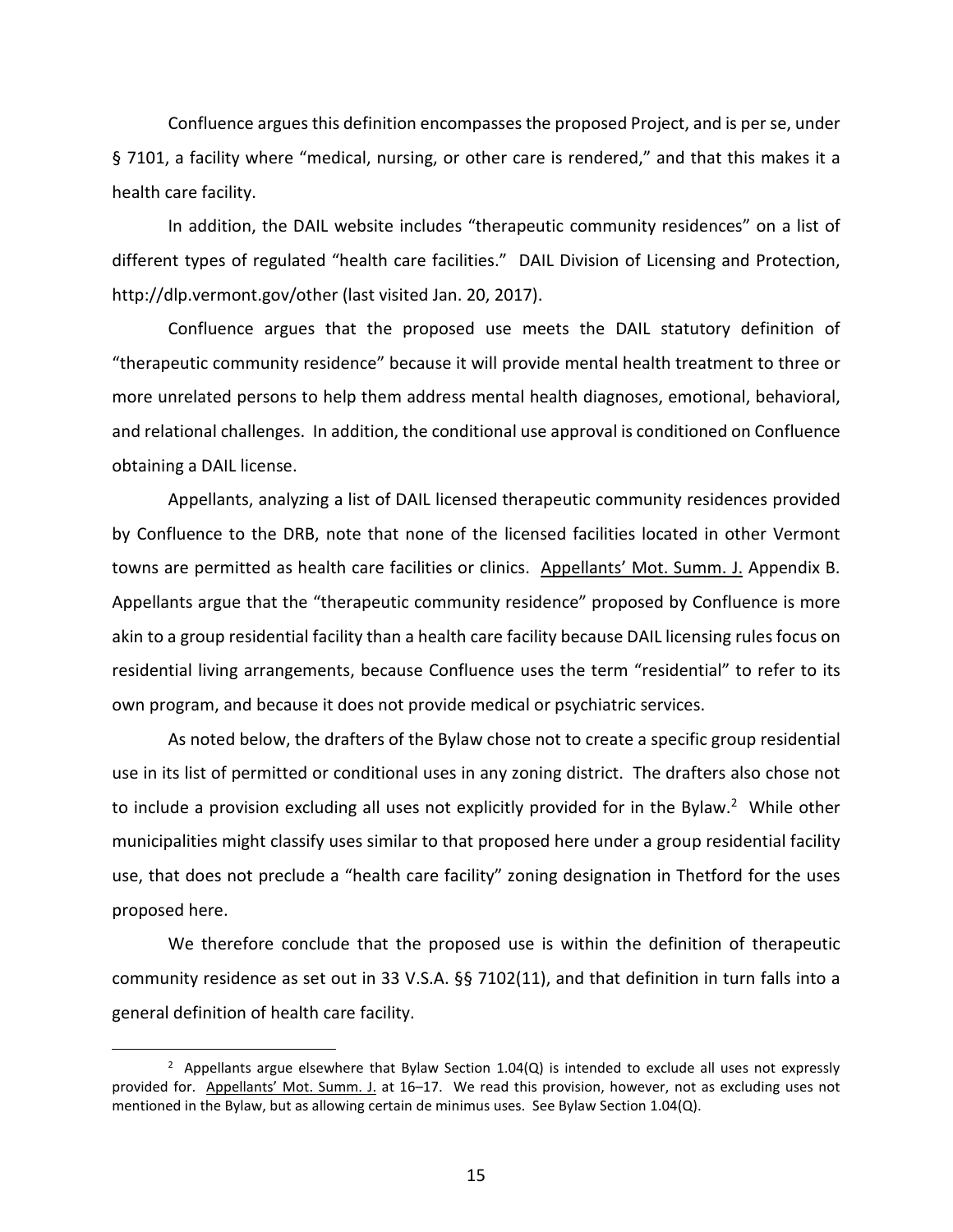Confluence argues this definition encompasses the proposed Project, and is per se, under § 7101, a facility where "medical, nursing, or other care is rendered," and that this makes it a health care facility.

In addition, the DAIL website includes "therapeutic community residences" on a list of different types of regulated "health care facilities." DAIL Division of Licensing and Protection, http://dlp.vermont.gov/other (last visited Jan. 20, 2017).

Confluence argues that the proposed use meets the DAIL statutory definition of "therapeutic community residence" because it will provide mental health treatment to three or more unrelated persons to help them address mental health diagnoses, emotional, behavioral, and relational challenges. In addition, the conditional use approval is conditioned on Confluence obtaining a DAIL license.

Appellants, analyzing a list of DAIL licensed therapeutic community residences provided by Confluence to the DRB, note that none of the licensed facilities located in other Vermont towns are permitted as health care facilities or clinics. Appellants' Mot. Summ. J. Appendix B. Appellants argue that the "therapeutic community residence" proposed by Confluence is more akin to a group residential facility than a health care facility because DAIL licensing rules focus on residential living arrangements, because Confluence uses the term "residential" to refer to its own program, and because it does not provide medical or psychiatric services.

As noted below, the drafters of the Bylaw chose not to create a specific group residential use in its list of permitted or conditional uses in any zoning district. The drafters also chose not to include a provision excluding all uses not explicitly provided for in the Bylaw.[2] While other municipalities might classify uses similar to that proposed here under a group residential facility use, that does not preclude a "health care facility" zoning designation in Thetford for the uses proposed here.

We therefore conclude that the proposed use is within the definition of therapeutic community residence as set out in 33 V.S.A. §§ 7102(11), and that definition in turn falls into a general definition of health care facility.

---

[2] Appellants argue elsewhere that Bylaw Section 1.04(Q) is intended to exclude all uses not expressly provided for. Appellants' Mot. Summ. J. at 16–17. We read this provision, however, not as excluding uses not mentioned in the Bylaw, but as allowing certain de minimus uses. See Bylaw Section 1.04(Q).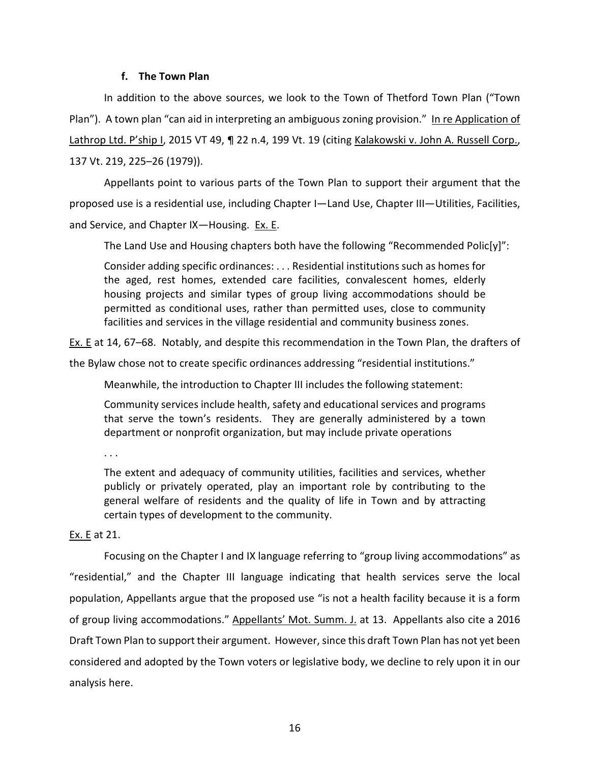#### f. The Town Plan

In addition to the above sources, we look to the Town of Thetford Town Plan ("Town Plan"). A town plan "can aid in interpreting an ambiguous zoning provision." In re Application of Lathrop Ltd. P'ship I, 2015 VT 49, ¶ 22 n.4, 199 Vt. 19 (citing Kalakowski v. John A. Russell Corp., 137 Vt. 219, 225–26 (1979)).

Appellants point to various parts of the Town Plan to support their argument that the proposed use is a residential use, including Chapter I—Land Use, Chapter III—Utilities, Facilities, and Service, and Chapter IX—Housing. Ex. E.

The Land Use and Housing chapters both have the following "Recommended Polic[y]":

> Consider adding specific ordinances: . . . Residential institutions such as homes for the aged, rest homes, extended care facilities, convalescent homes, elderly housing projects and similar types of group living accommodations should be permitted as conditional uses, rather than permitted uses, close to community facilities and services in the village residential and community business zones.

Ex. E at 14, 67–68. Notably, and despite this recommendation in the Town Plan, the drafters of the Bylaw chose not to create specific ordinances addressing "residential institutions."

Meanwhile, the introduction to Chapter III includes the following statement:

> Community services include health, safety and educational services and programs that serve the town's residents. They are generally administered by a town department or nonprofit organization, but may include private operations
>
> . . .
>
> The extent and adequacy of community utilities, facilities and services, whether publicly or privately operated, play an important role by contributing to the general welfare of residents and the quality of life in Town and by attracting certain types of development to the community.

Ex. E at 21.

Focusing on the Chapter I and IX language referring to "group living accommodations" as "residential," and the Chapter III language indicating that health services serve the local population, Appellants argue that the proposed use "is not a health facility because it is a form of group living accommodations." Appellants' Mot. Summ. J. at 13. Appellants also cite a 2016 Draft Town Plan to support their argument. However, since this draft Town Plan has not yet been considered and adopted by the Town voters or legislative body, we decline to rely upon it in our analysis here.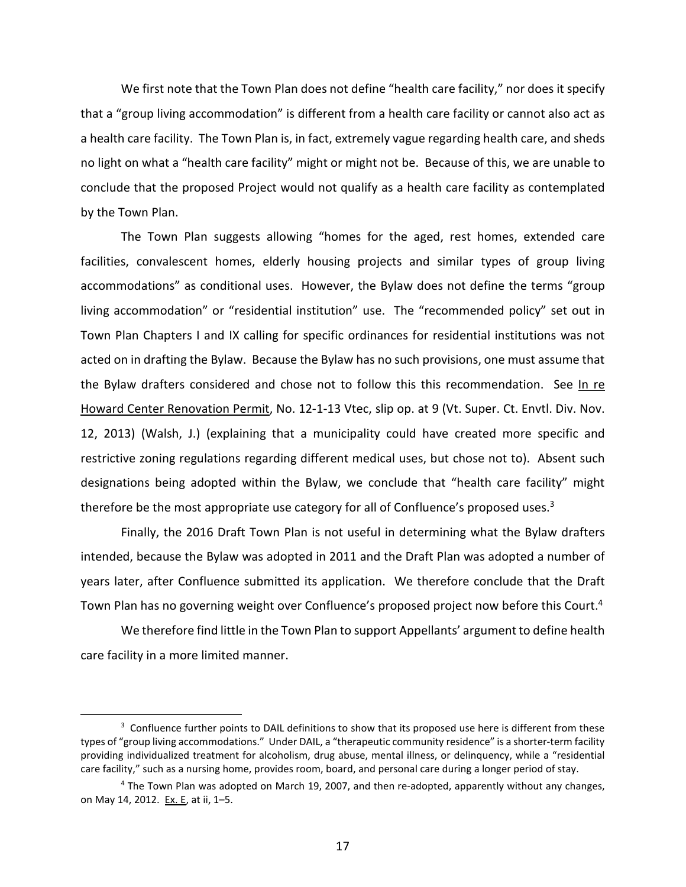We first note that the Town Plan does not define "health care facility," nor does it specify that a "group living accommodation" is different from a health care facility or cannot also act as a health care facility. The Town Plan is, in fact, extremely vague regarding health care, and sheds no light on what a "health care facility" might or might not be. Because of this, we are unable to conclude that the proposed Project would not qualify as a health care facility as contemplated by the Town Plan.

The Town Plan suggests allowing "homes for the aged, rest homes, extended care facilities, convalescent homes, elderly housing projects and similar types of group living accommodations" as conditional uses. However, the Bylaw does not define the terms "group living accommodation" or "residential institution" use. The "recommended policy" set out in Town Plan Chapters I and IX calling for specific ordinances for residential institutions was not acted on in drafting the Bylaw. Because the Bylaw has no such provisions, one must assume that the Bylaw drafters considered and chose not to follow this this recommendation. See In re Howard Center Renovation Permit, No. 12-1-13 Vtec, slip op. at 9 (Vt. Super. Ct. Envtl. Div. Nov. 12, 2013) (Walsh, J.) (explaining that a municipality could have created more specific and restrictive zoning regulations regarding different medical uses, but chose not to). Absent such designations being adopted within the Bylaw, we conclude that "health care facility" might therefore be the most appropriate use category for all of Confluence's proposed uses.[3]

Finally, the 2016 Draft Town Plan is not useful in determining what the Bylaw drafters intended, because the Bylaw was adopted in 2011 and the Draft Plan was adopted a number of years later, after Confluence submitted its application. We therefore conclude that the Draft Town Plan has no governing weight over Confluence's proposed project now before this Court.[4]

We therefore find little in the Town Plan to support Appellants' argument to define health care facility in a more limited manner.

---

[3] Confluence further points to DAIL definitions to show that its proposed use here is different from these types of "group living accommodations." Under DAIL, a "therapeutic community residence" is a shorter-term facility providing individualized treatment for alcoholism, drug abuse, mental illness, or delinquency, while a "residential care facility," such as a nursing home, provides room, board, and personal care during a longer period of stay.

[4] The Town Plan was adopted on March 19, 2007, and then re-adopted, apparently without any changes, on May 14, 2012. Ex. E, at ii, 1–5.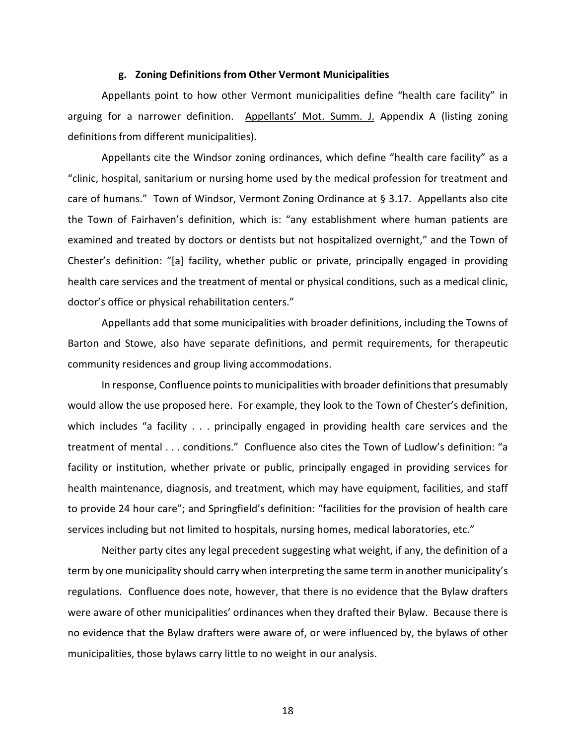#### g. Zoning Definitions from Other Vermont Municipalities

Appellants point to how other Vermont municipalities define "health care facility" in arguing for a narrower definition. Appellants' Mot. Summ. J. Appendix A (listing zoning definitions from different municipalities).

Appellants cite the Windsor zoning ordinances, which define "health care facility" as a "clinic, hospital, sanitarium or nursing home used by the medical profession for treatment and care of humans." Town of Windsor, Vermont Zoning Ordinance at § 3.17. Appellants also cite the Town of Fairhaven's definition, which is: "any establishment where human patients are examined and treated by doctors or dentists but not hospitalized overnight," and the Town of Chester's definition: "[a] facility, whether public or private, principally engaged in providing health care services and the treatment of mental or physical conditions, such as a medical clinic, doctor's office or physical rehabilitation centers."

Appellants add that some municipalities with broader definitions, including the Towns of Barton and Stowe, also have separate definitions, and permit requirements, for therapeutic community residences and group living accommodations.

In response, Confluence points to municipalities with broader definitions that presumably would allow the use proposed here. For example, they look to the Town of Chester's definition, which includes "a facility . . . principally engaged in providing health care services and the treatment of mental . . . conditions." Confluence also cites the Town of Ludlow's definition: "a facility or institution, whether private or public, principally engaged in providing services for health maintenance, diagnosis, and treatment, which may have equipment, facilities, and staff to provide 24 hour care"; and Springfield's definition: "facilities for the provision of health care services including but not limited to hospitals, nursing homes, medical laboratories, etc."

Neither party cites any legal precedent suggesting what weight, if any, the definition of a term by one municipality should carry when interpreting the same term in another municipality's regulations. Confluence does note, however, that there is no evidence that the Bylaw drafters were aware of other municipalities' ordinances when they drafted their Bylaw. Because there is no evidence that the Bylaw drafters were aware of, or were influenced by, the bylaws of other municipalities, those bylaws carry little to no weight in our analysis.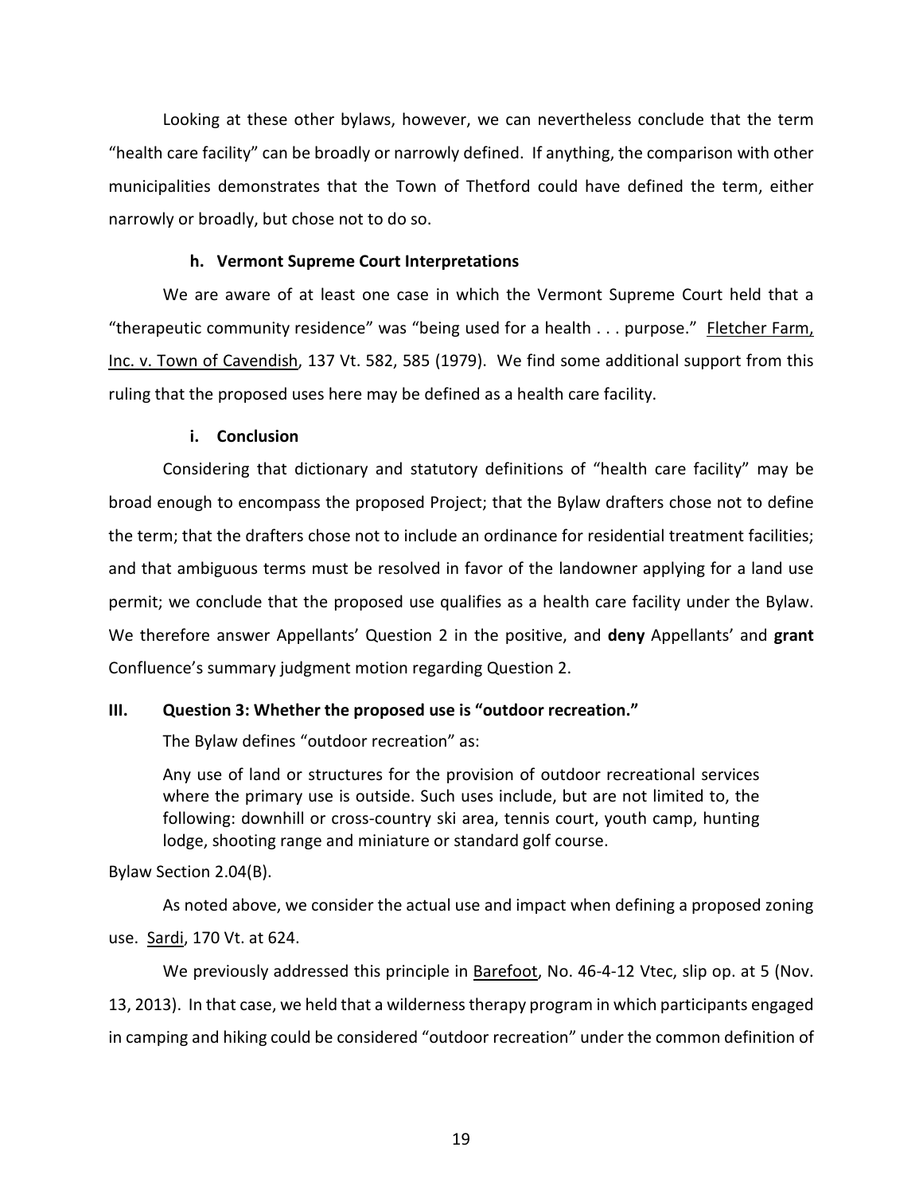Looking at these other bylaws, however, we can nevertheless conclude that the term "health care facility" can be broadly or narrowly defined. If anything, the comparison with other municipalities demonstrates that the Town of Thetford could have defined the term, either narrowly or broadly, but chose not to do so.

#### h. Vermont Supreme Court Interpretations

We are aware of at least one case in which the Vermont Supreme Court held that a "therapeutic community residence" was "being used for a health . . . purpose." Fletcher Farm, Inc. v. Town of Cavendish, 137 Vt. 582, 585 (1979). We find some additional support from this ruling that the proposed uses here may be defined as a health care facility.

#### i. Conclusion

Considering that dictionary and statutory definitions of "health care facility" may be broad enough to encompass the proposed Project; that the Bylaw drafters chose not to define the term; that the drafters chose not to include an ordinance for residential treatment facilities; and that ambiguous terms must be resolved in favor of the landowner applying for a land use permit; we conclude that the proposed use qualifies as a health care facility under the Bylaw. We therefore answer Appellants' Question 2 in the positive, and **deny** Appellants' and **grant** Confluence's summary judgment motion regarding Question 2.

### III. Question 3: Whether the proposed use is "outdoor recreation."

The Bylaw defines "outdoor recreation" as:

> Any use of land or structures for the provision of outdoor recreational services where the primary use is outside. Such uses include, but are not limited to, the following: downhill or cross-country ski area, tennis court, youth camp, hunting lodge, shooting range and miniature or standard golf course.

Bylaw Section 2.04(B).

As noted above, we consider the actual use and impact when defining a proposed zoning use. Sardi, 170 Vt. at 624.

We previously addressed this principle in Barefoot, No. 46-4-12 Vtec, slip op. at 5 (Nov. 13, 2013). In that case, we held that a wilderness therapy program in which participants engaged in camping and hiking could be considered "outdoor recreation" under the common definition of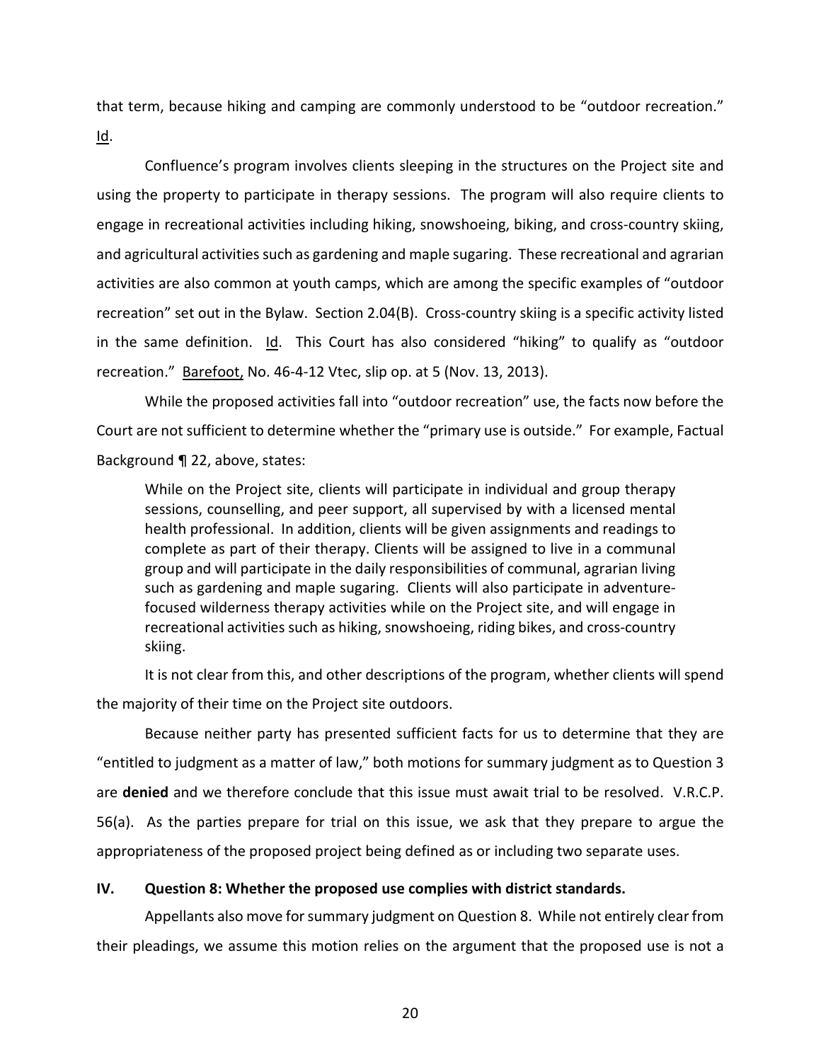that term, because hiking and camping are commonly understood to be "outdoor recreation." Id.

Confluence's program involves clients sleeping in the structures on the Project site and using the property to participate in therapy sessions. The program will also require clients to engage in recreational activities including hiking, snowshoeing, biking, and cross-country skiing, and agricultural activities such as gardening and maple sugaring. These recreational and agrarian activities are also common at youth camps, which are among the specific examples of "outdoor recreation" set out in the Bylaw. Section 2.04(B). Cross-country skiing is a specific activity listed in the same definition. Id. This Court has also considered "hiking" to qualify as "outdoor recreation." Barefoot, No. 46-4-12 Vtec, slip op. at 5 (Nov. 13, 2013).

While the proposed activities fall into "outdoor recreation" use, the facts now before the Court are not sufficient to determine whether the "primary use is outside." For example, Factual Background ¶ 22, above, states:

> While on the Project site, clients will participate in individual and group therapy sessions, counselling, and peer support, all supervised by with a licensed mental health professional. In addition, clients will be given assignments and readings to complete as part of their therapy. Clients will be assigned to live in a communal group and will participate in the daily responsibilities of communal, agrarian living such as gardening and maple sugaring. Clients will also participate in adventure-focused wilderness therapy activities while on the Project site, and will engage in recreational activities such as hiking, snowshoeing, riding bikes, and cross-country skiing.

It is not clear from this, and other descriptions of the program, whether clients will spend the majority of their time on the Project site outdoors.

Because neither party has presented sufficient facts for us to determine that they are "entitled to judgment as a matter of law," both motions for summary judgment as to Question 3 are **denied** and we therefore conclude that this issue must await trial to be resolved. V.R.C.P. 56(a). As the parties prepare for trial on this issue, we ask that they prepare to argue the appropriateness of the proposed project being defined as or including two separate uses.

## IV. Question 8: Whether the proposed use complies with district standards.

Appellants also move for summary judgment on Question 8. While not entirely clear from their pleadings, we assume this motion relies on the argument that the proposed use is not a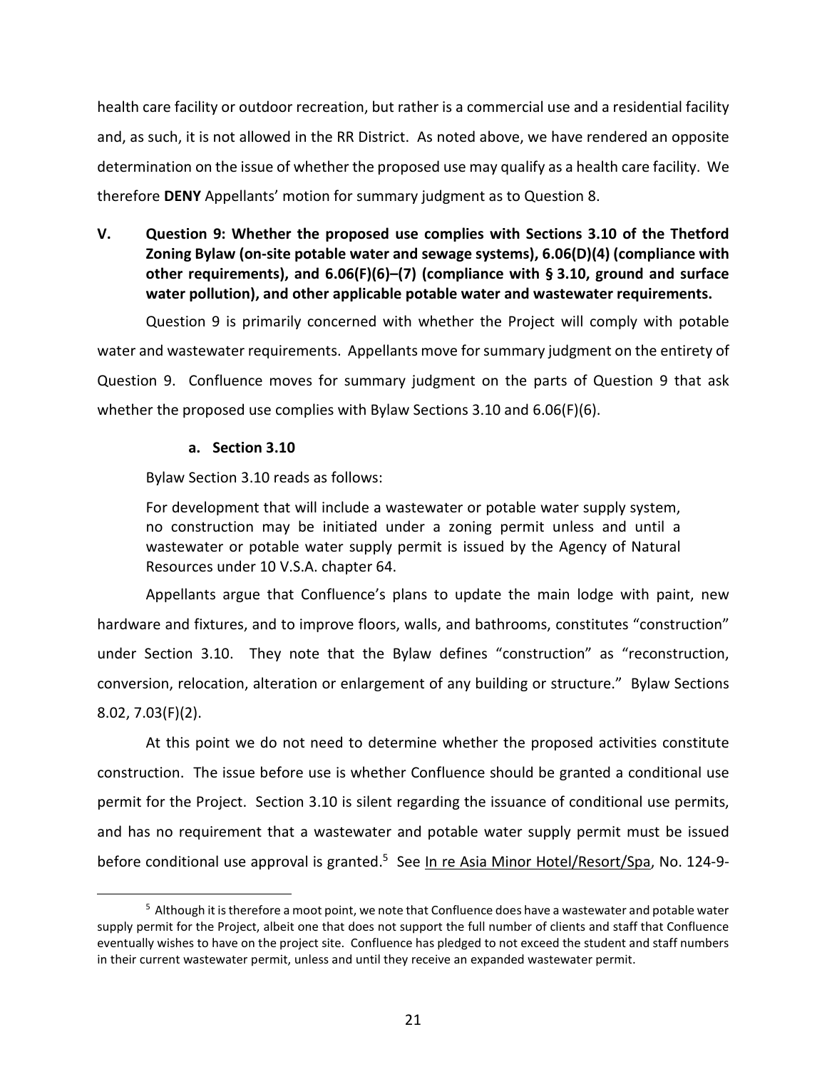health care facility or outdoor recreation, but rather is a commercial use and a residential facility and, as such, it is not allowed in the RR District. As noted above, we have rendered an opposite determination on the issue of whether the proposed use may qualify as a health care facility. We therefore **DENY** Appellants' motion for summary judgment as to Question 8.

## V. Question 9: Whether the proposed use complies with Sections 3.10 of the Thetford Zoning Bylaw (on-site potable water and sewage systems), 6.06(D)(4) (compliance with other requirements), and 6.06(F)(6)–(7) (compliance with § 3.10, ground and surface water pollution), and other applicable potable water and wastewater requirements.

Question 9 is primarily concerned with whether the Project will comply with potable water and wastewater requirements. Appellants move for summary judgment on the entirety of Question 9. Confluence moves for summary judgment on the parts of Question 9 that ask whether the proposed use complies with Bylaw Sections 3.10 and 6.06(F)(6).

### a. Section 3.10

Bylaw Section 3.10 reads as follows:

> For development that will include a wastewater or potable water supply system, no construction may be initiated under a zoning permit unless and until a wastewater or potable water supply permit is issued by the Agency of Natural Resources under 10 V.S.A. chapter 64.

Appellants argue that Confluence's plans to update the main lodge with paint, new hardware and fixtures, and to improve floors, walls, and bathrooms, constitutes "construction" under Section 3.10. They note that the Bylaw defines "construction" as "reconstruction, conversion, relocation, alteration or enlargement of any building or structure." Bylaw Sections 8.02, 7.03(F)(2).

At this point we do not need to determine whether the proposed activities constitute construction. The issue before use is whether Confluence should be granted a conditional use permit for the Project. Section 3.10 is silent regarding the issuance of conditional use permits, and has no requirement that a wastewater and potable water supply permit must be issued before conditional use approval is granted.[5] See In re Asia Minor Hotel/Resort/Spa, No. 124-9-

[5] Although it is therefore a moot point, we note that Confluence does have a wastewater and potable water supply permit for the Project, albeit one that does not support the full number of clients and staff that Confluence eventually wishes to have on the project site. Confluence has pledged to not exceed the student and staff numbers in their current wastewater permit, unless and until they receive an expanded wastewater permit.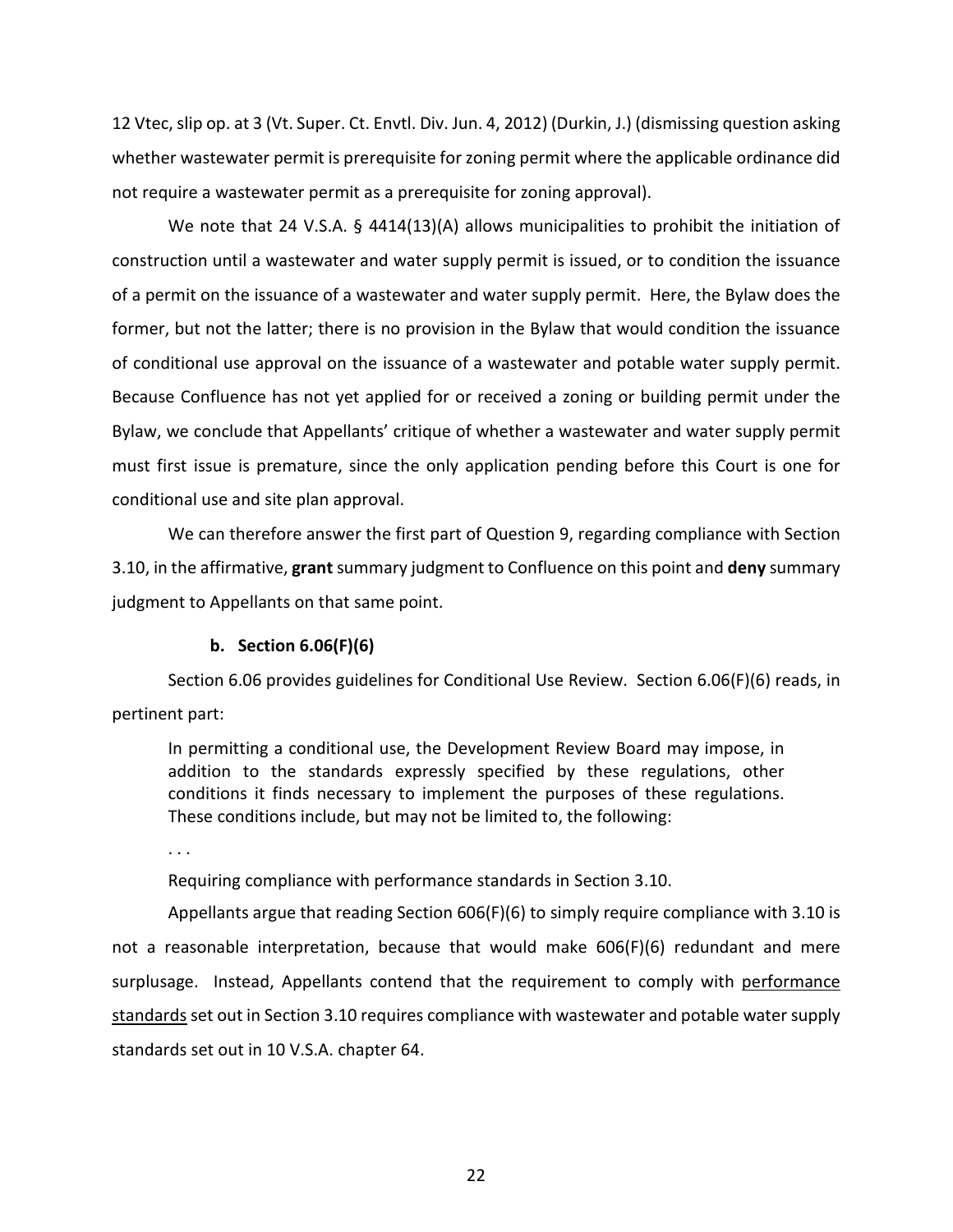12 Vtec, slip op. at 3 (Vt. Super. Ct. Envtl. Div. Jun. 4, 2012) (Durkin, J.) (dismissing question asking whether wastewater permit is prerequisite for zoning permit where the applicable ordinance did not require a wastewater permit as a prerequisite for zoning approval).

We note that 24 V.S.A. § 4414(13)(A) allows municipalities to prohibit the initiation of construction until a wastewater and water supply permit is issued, or to condition the issuance of a permit on the issuance of a wastewater and water supply permit. Here, the Bylaw does the former, but not the latter; there is no provision in the Bylaw that would condition the issuance of conditional use approval on the issuance of a wastewater and potable water supply permit. Because Confluence has not yet applied for or received a zoning or building permit under the Bylaw, we conclude that Appellants' critique of whether a wastewater and water supply permit must first issue is premature, since the only application pending before this Court is one for conditional use and site plan approval.

We can therefore answer the first part of Question 9, regarding compliance with Section 3.10, in the affirmative, **grant** summary judgment to Confluence on this point and **deny** summary judgment to Appellants on that same point.

#### b. Section 6.06(F)(6)

Section 6.06 provides guidelines for Conditional Use Review. Section 6.06(F)(6) reads, in pertinent part:

> In permitting a conditional use, the Development Review Board may impose, in addition to the standards expressly specified by these regulations, other conditions it finds necessary to implement the purposes of these regulations. These conditions include, but may not be limited to, the following:
>
> . . .
>
> Requiring compliance with performance standards in Section 3.10.

Appellants argue that reading Section 606(F)(6) to simply require compliance with 3.10 is not a reasonable interpretation, because that would make 606(F)(6) redundant and mere surplusage. Instead, Appellants contend that the requirement to comply with <u>performance standards</u> set out in Section 3.10 requires compliance with wastewater and potable water supply standards set out in 10 V.S.A. chapter 64.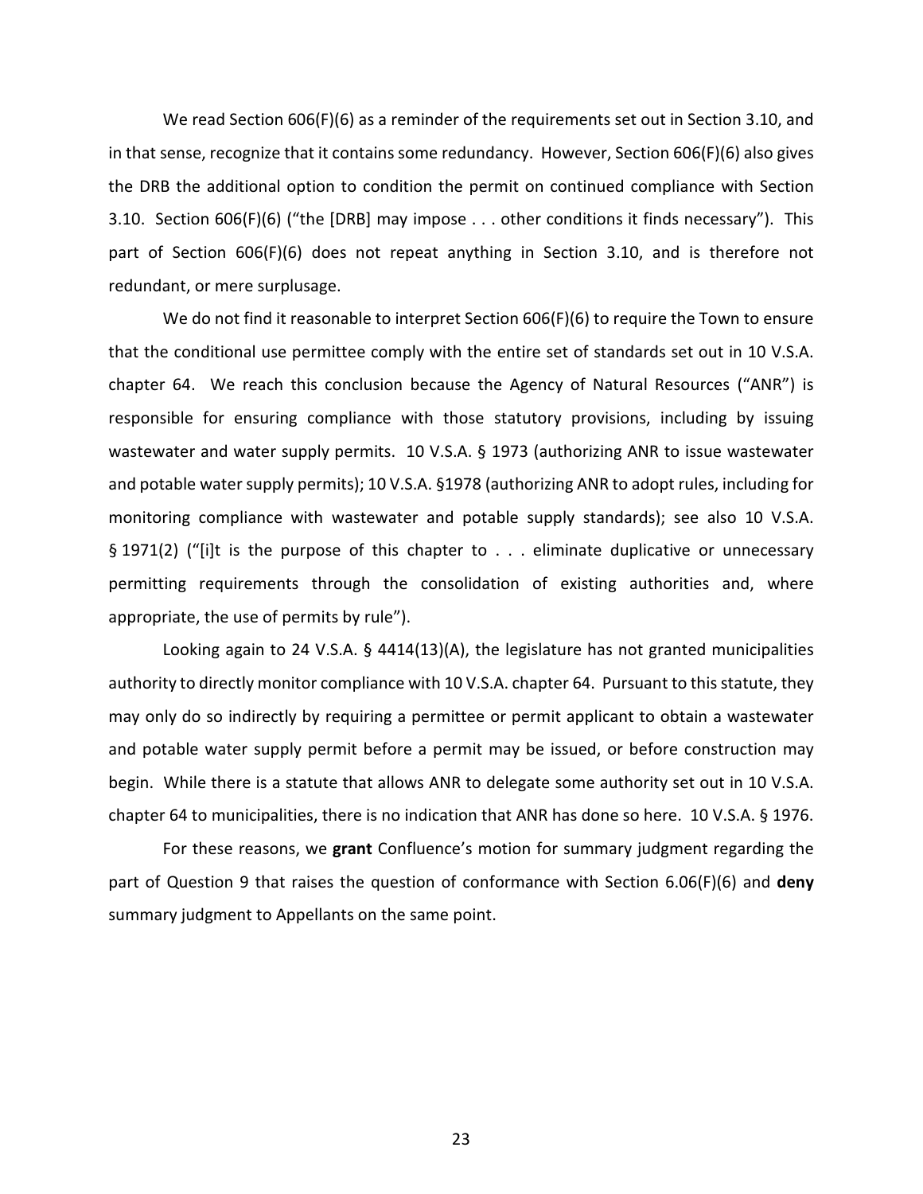We read Section 606(F)(6) as a reminder of the requirements set out in Section 3.10, and in that sense, recognize that it contains some redundancy. However, Section 606(F)(6) also gives the DRB the additional option to condition the permit on continued compliance with Section 3.10. Section 606(F)(6) ("the [DRB] may impose . . . other conditions it finds necessary"). This part of Section 606(F)(6) does not repeat anything in Section 3.10, and is therefore not redundant, or mere surplusage.

We do not find it reasonable to interpret Section 606(F)(6) to require the Town to ensure that the conditional use permittee comply with the entire set of standards set out in 10 V.S.A. chapter 64. We reach this conclusion because the Agency of Natural Resources ("ANR") is responsible for ensuring compliance with those statutory provisions, including by issuing wastewater and water supply permits. 10 V.S.A. § 1973 (authorizing ANR to issue wastewater and potable water supply permits); 10 V.S.A. §1978 (authorizing ANR to adopt rules, including for monitoring compliance with wastewater and potable supply standards); see also 10 V.S.A. § 1971(2) ("[i]t is the purpose of this chapter to . . . eliminate duplicative or unnecessary permitting requirements through the consolidation of existing authorities and, where appropriate, the use of permits by rule").

Looking again to 24 V.S.A. § 4414(13)(A), the legislature has not granted municipalities authority to directly monitor compliance with 10 V.S.A. chapter 64. Pursuant to this statute, they may only do so indirectly by requiring a permittee or permit applicant to obtain a wastewater and potable water supply permit before a permit may be issued, or before construction may begin. While there is a statute that allows ANR to delegate some authority set out in 10 V.S.A. chapter 64 to municipalities, there is no indication that ANR has done so here. 10 V.S.A. § 1976.

For these reasons, we **grant** Confluence's motion for summary judgment regarding the part of Question 9 that raises the question of conformance with Section 6.06(F)(6) and **deny** summary judgment to Appellants on the same point.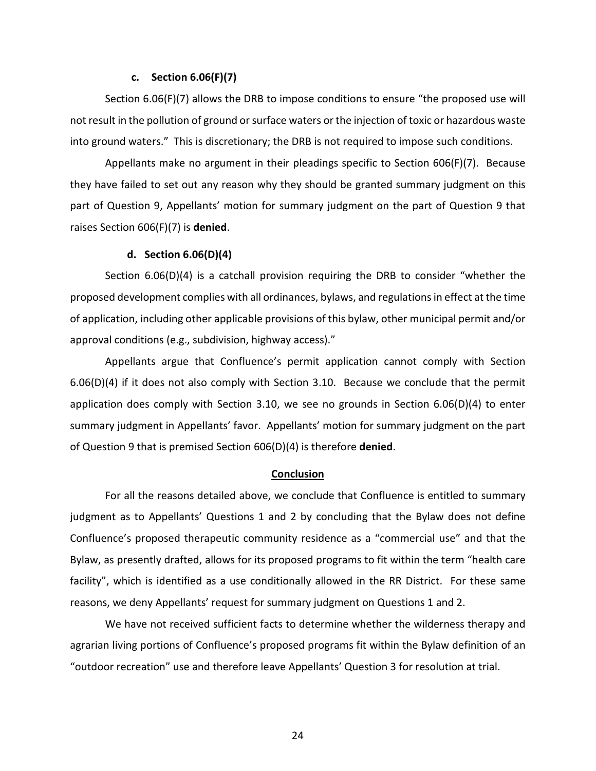#### c. Section 6.06(F)(7)

Section 6.06(F)(7) allows the DRB to impose conditions to ensure "the proposed use will not result in the pollution of ground or surface waters or the injection of toxic or hazardous waste into ground waters." This is discretionary; the DRB is not required to impose such conditions.

Appellants make no argument in their pleadings specific to Section 606(F)(7). Because they have failed to set out any reason why they should be granted summary judgment on this part of Question 9, Appellants' motion for summary judgment on the part of Question 9 that raises Section 606(F)(7) is **denied**.

#### d. Section 6.06(D)(4)

Section 6.06(D)(4) is a catchall provision requiring the DRB to consider "whether the proposed development complies with all ordinances, bylaws, and regulations in effect at the time of application, including other applicable provisions of this bylaw, other municipal permit and/or approval conditions (e.g., subdivision, highway access)."

Appellants argue that Confluence's permit application cannot comply with Section 6.06(D)(4) if it does not also comply with Section 3.10. Because we conclude that the permit application does comply with Section 3.10, we see no grounds in Section 6.06(D)(4) to enter summary judgment in Appellants' favor. Appellants' motion for summary judgment on the part of Question 9 that is premised Section 606(D)(4) is therefore **denied**.

## Conclusion

For all the reasons detailed above, we conclude that Confluence is entitled to summary judgment as to Appellants' Questions 1 and 2 by concluding that the Bylaw does not define Confluence's proposed therapeutic community residence as a "commercial use" and that the Bylaw, as presently drafted, allows for its proposed programs to fit within the term "health care facility", which is identified as a use conditionally allowed in the RR District. For these same reasons, we deny Appellants' request for summary judgment on Questions 1 and 2.

We have not received sufficient facts to determine whether the wilderness therapy and agrarian living portions of Confluence's proposed programs fit within the Bylaw definition of an "outdoor recreation" use and therefore leave Appellants' Question 3 for resolution at trial.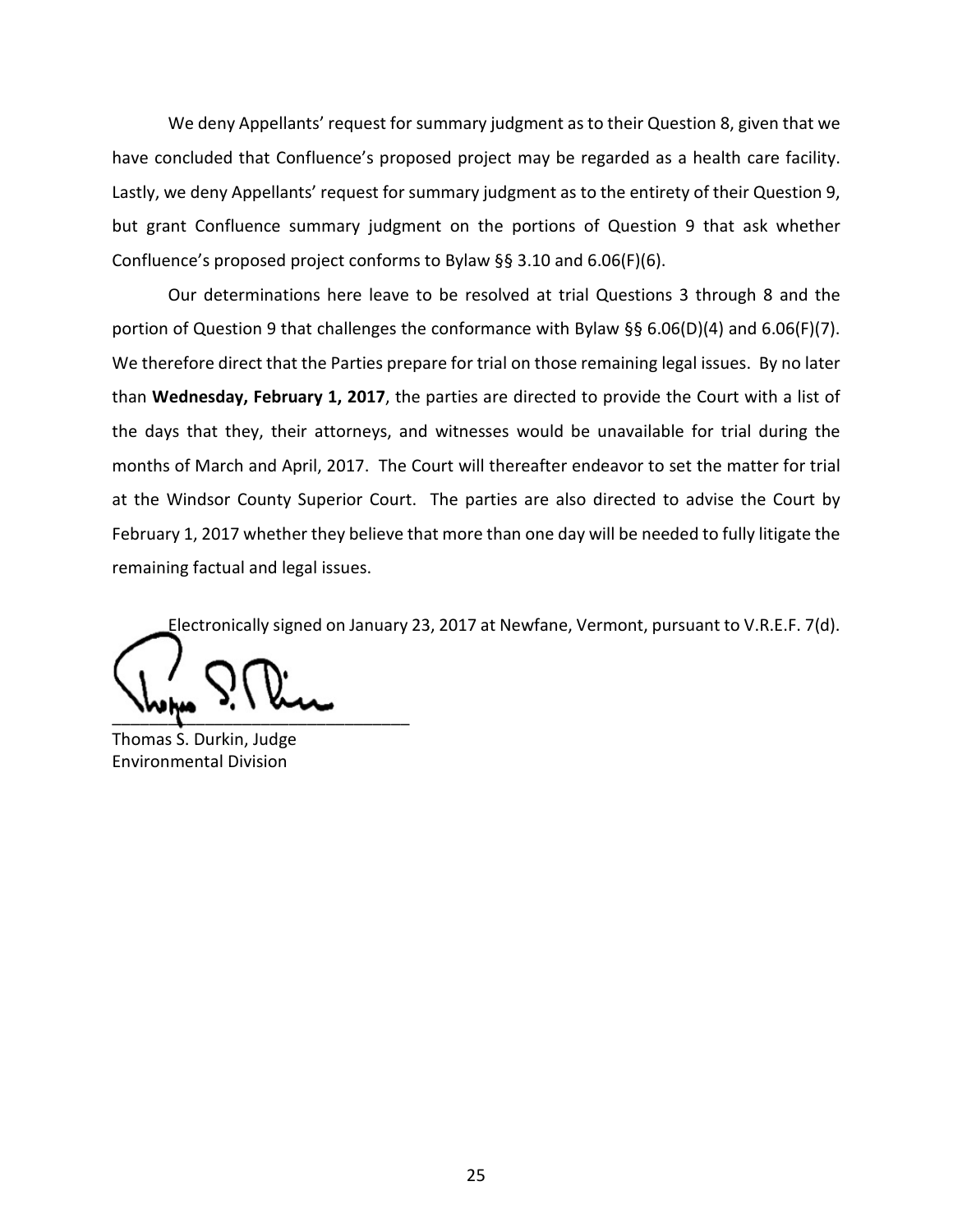We deny Appellants' request for summary judgment as to their Question 8, given that we have concluded that Confluence's proposed project may be regarded as a health care facility. Lastly, we deny Appellants' request for summary judgment as to the entirety of their Question 9, but grant Confluence summary judgment on the portions of Question 9 that ask whether Confluence's proposed project conforms to Bylaw §§ 3.10 and 6.06(F)(6).

Our determinations here leave to be resolved at trial Questions 3 through 8 and the portion of Question 9 that challenges the conformance with Bylaw §§ 6.06(D)(4) and 6.06(F)(7). We therefore direct that the Parties prepare for trial on those remaining legal issues. By no later than **Wednesday, February 1, 2017**, the parties are directed to provide the Court with a list of the days that they, their attorneys, and witnesses would be unavailable for trial during the months of March and April, 2017. The Court will thereafter endeavor to set the matter for trial at the Windsor County Superior Court. The parties are also directed to advise the Court by February 1, 2017 whether they believe that more than one day will be needed to fully litigate the remaining factual and legal issues.

Electronically signed on January 23, 2017 at Newfane, Vermont, pursuant to V.R.E.F. 7(d).

\_\_\_\_\_\_\_\_\_\_\_\_\_\_\_\_\_\_\_\_\_\_\_\_\_\_\_\_\_\_\_\_\_

Thomas S. Durkin, Judge
Environmental Division